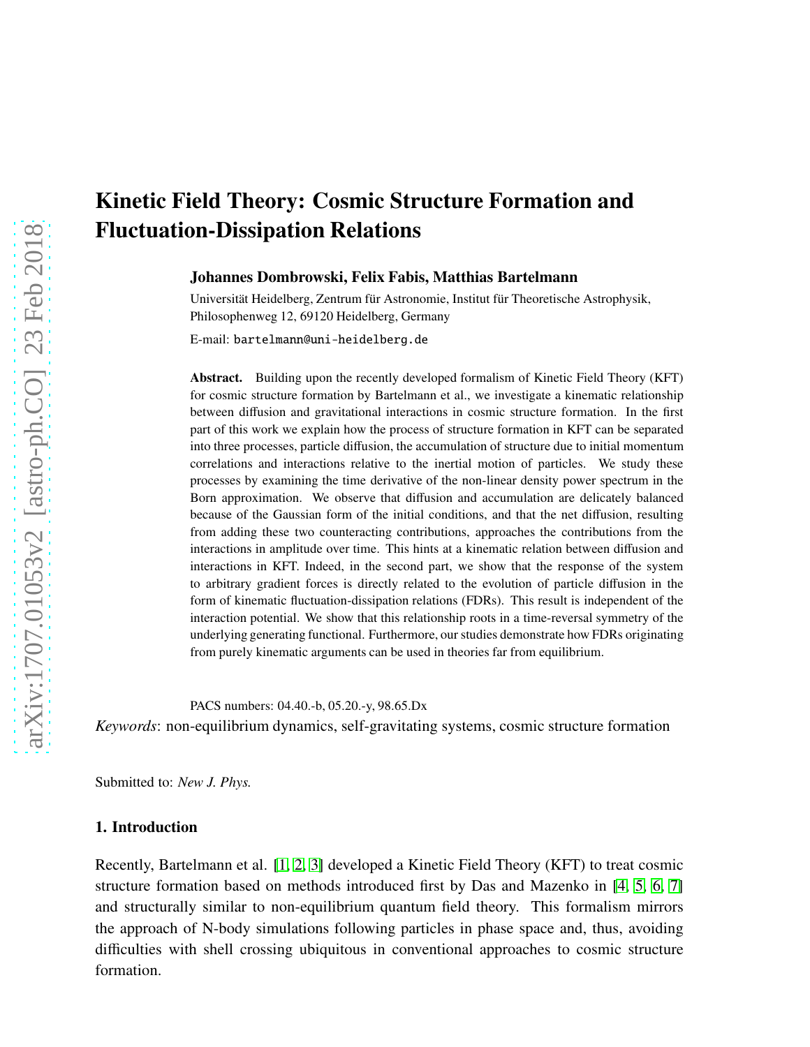# Kinetic Field Theory: Cosmic Structure Formation and Fluctuation-Dissipation Relations

**Johannes Dombrowski, Felix Fabis, Matthias Bartelmann**

Universität Heidelberg, Zentrum für Astronomie, Institut für Theoretische Astrophysik, Philosophenweg 12, 69120 Heidelberg, Germany

E-mail: bartelmann@uni-heidelberg.de

**Abstract.** Building upon the recently developed formalism of Kinetic Field Theory (KFT) for cosmic structure formation by Bartelmann et al., we investigate a kinematic relationship between diffusion and gravitational interactions in cosmic structure formation. In the first part of this work we explain how the process of structure formation in KFT can be separated into three processes, particle diffusion, the accumulation of structure due to initial momentum correlations and interactions relative to the inertial motion of particles. We study these processes by examining the time derivative of the non-linear density power spectrum in the Born approximation. We observe that diffusion and accumulation are delicately balanced because of the Gaussian form of the initial conditions, and that the net diffusion, resulting from adding these two counteracting contributions, approaches the contributions from the interactions in amplitude over time. This hints at a kinematic relation between diffusion and interactions in KFT. Indeed, in the second part, we show that the response of the system to arbitrary gradient forces is directly related to the evolution of particle diffusion in the form of kinematic fluctuation-dissipation relations (FDRs). This result is independent of the interaction potential. We show that this relationship roots in a time-reversal symmetry of the underlying generating functional. Furthermore, our studies demonstrate how FDRs originating from purely kinematic arguments can be used in theories far from equilibrium.

PACS numbers: 04.40.-b, 05.20.-y, 98.65.Dx

*Keywords*: non-equilibrium dynamics, self-gravitating systems, cosmic structure formation

Submitted to: *New J. Phys.*

## 1. Introduction

Recently, Bartelmann et al. [1, 2, 3] developed a Kinetic Field Theory (KFT) to treat cosmic structure formation based on methods introduced first by Das and Mazenko in [4, 5, 6, 7] and structurally similar to non-equilibrium quantum field theory. This formalism mirrors the approach of N-body simulations following particles in phase space and, thus, avoiding difficulties with shell crossing ubiquitous in conventional approaches to cosmic structure formation.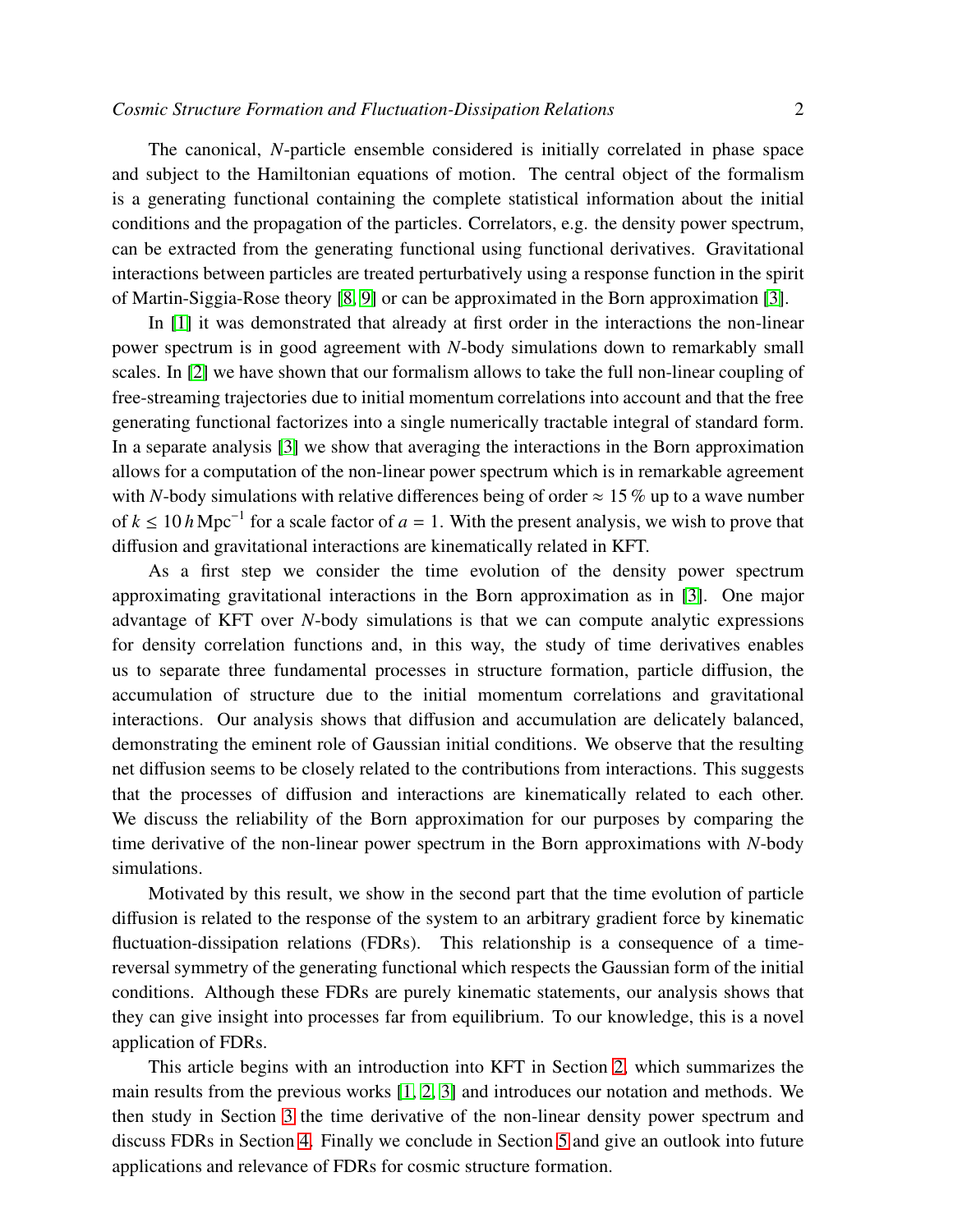The canonical, *N*-particle ensemble considered is initially correlated in phase space and subject to the Hamiltonian equations of motion. The central object of the formalism is a generating functional containing the complete statistical information about the initial conditions and the propagation of the particles. Correlators, e.g. the density power spectrum, can be extracted from the generating functional using functional derivatives. Gravitational interactions between particles are treated perturbatively using a response function in the spirit of Martin-Siggia-Rose theory [8, 9] or can be approximated in the Born approximation [3].

In [1] it was demonstrated that already at first order in the interactions the non-linear power spectrum is in good agreement with *N*-body simulations down to remarkably small scales. In [2] we have shown that our formalism allows to take the full non-linear coupling of free-streaming trajectories due to initial momentum correlations into account and that the free generating functional factorizes into a single numerically tractable integral of standard form. In a separate analysis [3] we show that averaging the interactions in the Born approximation allows for a computation of the non-linear power spectrum which is in remarkable agreement with *N*-body simulations with relative differences being of order $\approx 15\,\%$ up to a wave number of $k \leq 10\,h\,\mathrm{Mpc}^{-1}$ for a scale factor of $a = 1$. With the present analysis, we wish to prove that diffusion and gravitational interactions are kinematically related in KFT.

As a first step we consider the time evolution of the density power spectrum approximating gravitational interactions in the Born approximation as in [3]. One major advantage of KFT over *N*-body simulations is that we can compute analytic expressions for density correlation functions and, in this way, the study of time derivatives enables us to separate three fundamental processes in structure formation, particle diffusion, the accumulation of structure due to the initial momentum correlations and gravitational interactions. Our analysis shows that diffusion and accumulation are delicately balanced, demonstrating the eminent role of Gaussian initial conditions. We observe that the resulting net diffusion seems to be closely related to the contributions from interactions. This suggests that the processes of diffusion and interactions are kinematically related to each other. We discuss the reliability of the Born approximation for our purposes by comparing the time derivative of the non-linear power spectrum in the Born approximations with *N*-body simulations.

Motivated by this result, we show in the second part that the time evolution of particle diffusion is related to the response of the system to an arbitrary gradient force by kinematic fluctuation-dissipation relations (FDRs). This relationship is a consequence of a time-reversal symmetry of the generating functional which respects the Gaussian form of the initial conditions. Although these FDRs are purely kinematic statements, our analysis shows that they can give insight into processes far from equilibrium. To our knowledge, this is a novel application of FDRs.

This article begins with an introduction into KFT in Section 2, which summarizes the main results from the previous works [1, 2, 3] and introduces our notation and methods. We then study in Section 3 the time derivative of the non-linear density power spectrum and discuss FDRs in Section 4. Finally we conclude in Section 5 and give an outlook into future applications and relevance of FDRs for cosmic structure formation.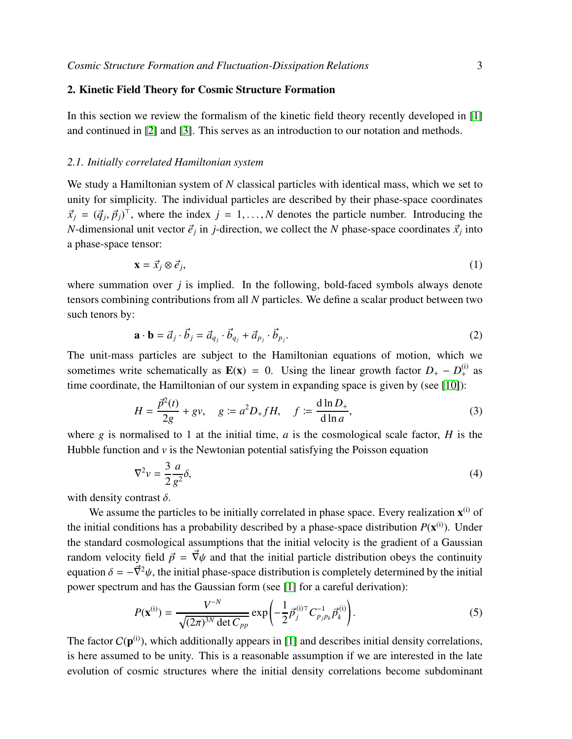## 2. Kinetic Field Theory for Cosmic Structure Formation

In this section we review the formalism of the kinetic field theory recently developed in [1] and continued in [2] and [3]. This serves as an introduction to our notation and methods.

### 2.1. *Initially correlated Hamiltonian system*

We study a Hamiltonian system of $N$ classical particles with identical mass, which we set to unity for simplicity. The individual particles are described by their phase-space coordinates $\vec{x}_j = (\vec{q}_j, \vec{p}_j)^\top$, where the index $j = 1, \ldots, N$ denotes the particle number. Introducing the $N$-dimensional unit vector $\vec{e}_j$ in $j$-direction, we collect the $N$ phase-space coordinates $\vec{x}_j$ into a phase-space tensor:

$$\mathbf{x} = \vec{x}_j \otimes \vec{e}_j, \tag{1}$$

where summation over $j$ is implied. In the following, bold-faced symbols always denote tensors combining contributions from all $N$ particles. We define a scalar product between two such tenors by:

$$\mathbf{a} \cdot \mathbf{b} = \vec{a}_j \cdot \vec{b}_j = \vec{a}_{q_j} \cdot \vec{b}_{q_j} + \vec{a}_{p_j} \cdot \vec{b}_{p_j}. \tag{2}$$

The unit-mass particles are subject to the Hamiltonian equations of motion, which we sometimes write schematically as $\mathbf{E}(\mathbf{x}) = 0$. Using the linear growth factor $D_+ - D_+^{(\mathrm{i})}$ as time coordinate, the Hamiltonian of our system in expanding space is given by (see [10]):

$$H = \frac{\vec{p}^2(t)}{2g} + gv, \quad g \coloneqq a^2 D_+ f H, \quad f \coloneqq \frac{\mathrm{d}\ln D_+}{\mathrm{d}\ln a}, \tag{3}$$

where $g$ is normalised to 1 at the initial time, $a$ is the cosmological scale factor, $H$ is the Hubble function and $v$ is the Newtonian potential satisfying the Poisson equation

$$\nabla^2 v = \frac{3}{2}\frac{a}{g^2}\delta, \tag{4}$$

with density contrast $\delta$.

We assume the particles to be initially correlated in phase space. Every realization $\mathbf{x}^{(\mathrm{i})}$ of the initial conditions has a probability described by a phase-space distribution $P(\mathbf{x}^{(\mathrm{i})})$. Under the standard cosmological assumptions that the initial velocity is the gradient of a Gaussian random velocity field $\vec{p} = \vec{\nabla}\psi$ and that the initial particle distribution obeys the continuity equation $\delta = -\vec{\nabla}^2\psi$, the initial phase-space distribution is completely determined by the initial power spectrum and has the Gaussian form (see [1] for a careful derivation):

$$P(\mathbf{x}^{(\mathrm{i})}) = \frac{V^{-N}}{\sqrt{(2\pi)^{3N}\det C_{pp}}} \exp\left(-\frac{1}{2}\vec{p}_j^{(\mathrm{i})\top} C^{-1}_{p_j p_k} \vec{p}_k^{(\mathrm{i})}\right). \tag{5}$$

The factor $C(\mathbf{p}^{(\mathrm{i})})$, which additionally appears in [1] and describes initial density correlations, is here assumed to be unity. This is a reasonable assumption if we are interested in the late evolution of cosmic structures where the initial density correlations become subdominant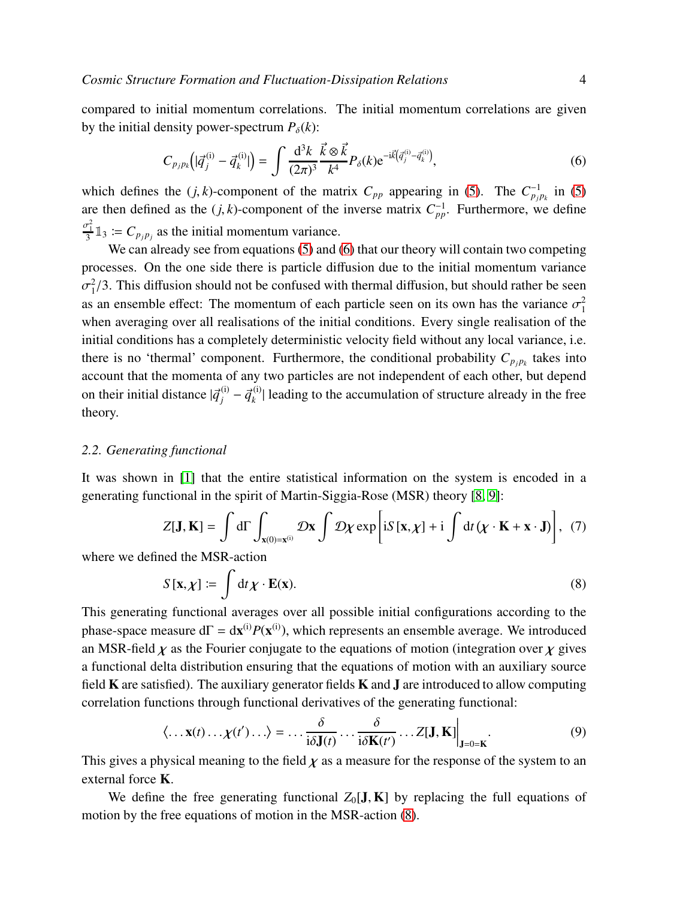compared to initial momentum correlations. The initial momentum correlations are given by the initial density power-spectrum $P_\delta(k)$:

$$C_{p_j p_k}\left(|\vec{q}_j^{\,(\mathrm{i})} - \vec{q}_k^{\,(\mathrm{i})}|\right) = \int \frac{\mathrm{d}^3 k}{(2\pi)^3} \frac{\vec{k} \otimes \vec{k}}{k^4} P_\delta(k) \mathrm{e}^{-\mathrm{i}\vec{k}\left(\vec{q}_j^{\,(\mathrm{i})} - \vec{q}_k^{\,(\mathrm{i})}\right)}, \tag{6}$$

which defines the $(j,k)$-component of the matrix $C_{pp}$ appearing in (5). The $C^{-1}_{p_j p_k}$ in (5) are then defined as the $(j,k)$-component of the inverse matrix $C^{-1}_{pp}$. Furthermore, we define $\frac{\sigma_1^2}{3}\mathbb{1}_3 := C_{p_j p_j}$ as the initial momentum variance.

We can already see from equations (5) and (6) that our theory will contain two competing processes. On the one side there is particle diffusion due to the initial momentum variance $\sigma_1^2/3$. This diffusion should not be confused with thermal diffusion, but should rather be seen as an ensemble effect: The momentum of each particle seen on its own has the variance $\sigma_1^2$ when averaging over all realisations of the initial conditions. Every single realisation of the initial conditions has a completely deterministic velocity field without any local variance, i.e. there is no 'thermal' component. Furthermore, the conditional probability $C_{p_j p_k}$ takes into account that the momenta of any two particles are not independent of each other, but depend on their initial distance $|\vec{q}_j^{\,(\mathrm{i})} - \vec{q}_k^{\,(\mathrm{i})}|$ leading to the accumulation of structure already in the free theory.

### *2.2. Generating functional*

It was shown in [1] that the entire statistical information on the system is encoded in a generating functional in the spirit of Martin-Siggia-Rose (MSR) theory [8, 9]:

$$Z[\mathbf{J},\mathbf{K}] = \int \mathrm{d}\Gamma \int_{\mathbf{x}(0)=\mathbf{x}^{(\mathrm{i})}} \mathcal{D}\mathbf{x} \int \mathcal{D}\boldsymbol{\chi} \exp\left[\mathrm{i}S[\mathbf{x},\boldsymbol{\chi}] + \mathrm{i}\int \mathrm{d}t \,(\boldsymbol{\chi}\cdot\mathbf{K} + \mathbf{x}\cdot\mathbf{J})\right], \tag{7}$$

where we defined the MSR-action

$$S[\mathbf{x},\boldsymbol{\chi}] := \int \mathrm{d}t\, \boldsymbol{\chi}\cdot\mathbf{E}(\mathbf{x}). \tag{8}$$

This generating functional averages over all possible initial configurations according to the phase-space measure $\mathrm{d}\Gamma = \mathrm{d}\mathbf{x}^{(\mathrm{i})} P(\mathbf{x}^{(\mathrm{i})})$, which represents an ensemble average. We introduced an MSR-field $\boldsymbol{\chi}$ as the Fourier conjugate to the equations of motion (integration over $\boldsymbol{\chi}$ gives a functional delta distribution ensuring that the equations of motion with an auxiliary source field $\mathbf{K}$ are satisfied). The auxiliary generator fields $\mathbf{K}$ and $\mathbf{J}$ are introduced to allow computing correlation functions through functional derivatives of the generating functional:

$$\langle \ldots \mathbf{x}(t) \ldots \boldsymbol{\chi}(t') \ldots \rangle = \ldots \frac{\delta}{\mathrm{i}\delta\mathbf{J}(t)} \ldots \frac{\delta}{\mathrm{i}\delta\mathbf{K}(t')} \ldots Z[\mathbf{J},\mathbf{K}]\bigg|_{\mathbf{J}=0=\mathbf{K}}. \tag{9}$$

This gives a physical meaning to the field $\boldsymbol{\chi}$ as a measure for the response of the system to an external force $\mathbf{K}$.

We define the free generating functional $Z_0[\mathbf{J},\mathbf{K}]$ by replacing the full equations of motion by the free equations of motion in the MSR-action (8).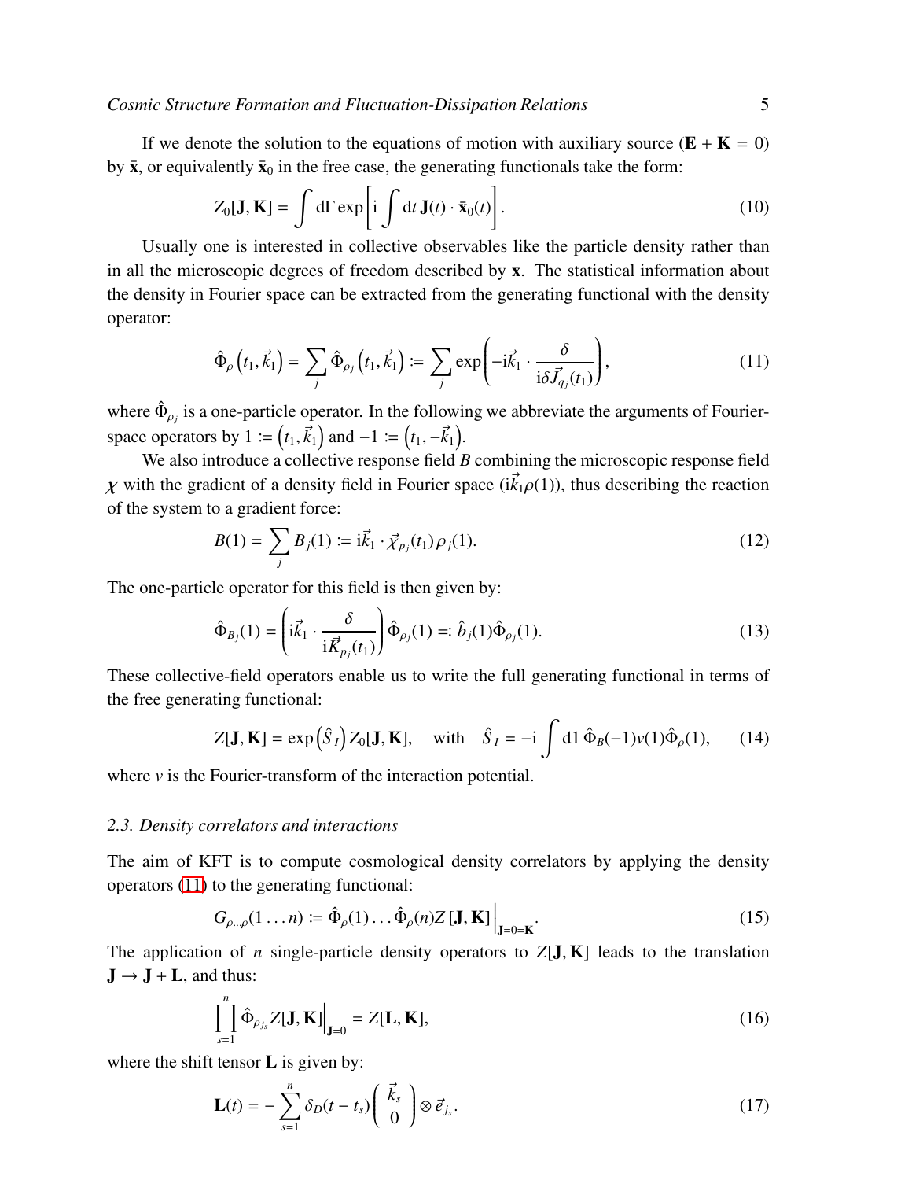If we denote the solution to the equations of motion with auxiliary source ($\mathbf{E} + \mathbf{K} = 0$) by $\bar{\mathbf{x}}$, or equivalently $\bar{\mathbf{x}}_0$ in the free case, the generating functionals take the form:

$$Z_0[\mathbf{J}, \mathbf{K}] = \int \mathrm{d}\Gamma \exp\left[\mathrm{i} \int \mathrm{d}t\, \mathbf{J}(t) \cdot \bar{\mathbf{x}}_0(t)\right]. \tag{10}$$

Usually one is interested in collective observables like the particle density rather than in all the microscopic degrees of freedom described by $\mathbf{x}$. The statistical information about the density in Fourier space can be extracted from the generating functional with the density operator:

$$\hat{\Phi}_\rho\left(t_1, \vec{k}_1\right) = \sum_j \hat{\Phi}_{\rho_j}\left(t_1, \vec{k}_1\right) := \sum_j \exp\left(-\mathrm{i}\vec{k}_1 \cdot \frac{\delta}{\mathrm{i}\delta \vec{J}_{q_j}(t_1)}\right), \tag{11}$$

where $\hat{\Phi}_{\rho_j}$ is a one-particle operator. In the following we abbreviate the arguments of Fourier-space operators by $1 := \left(t_1, \vec{k}_1\right)$ and $-1 := \left(t_1, -\vec{k}_1\right)$.

We also introduce a collective response field $B$ combining the microscopic response field $\chi$ with the gradient of a density field in Fourier space ($\mathrm{i}\vec{k}_1\rho(1)$), thus describing the reaction of the system to a gradient force:

$$B(1) = \sum_j B_j(1) := \mathrm{i}\vec{k}_1 \cdot \vec{\chi}_{p_j}(t_1)\, \rho_j(1). \tag{12}$$

The one-particle operator for this field is then given by:

$$\hat{\Phi}_{B_j}(1) = \left(\mathrm{i}\vec{k}_1 \cdot \frac{\delta}{\mathrm{i}\vec{K}_{p_j}(t_1)}\right) \hat{\Phi}_{\rho_j}(1) =: \hat{b}_j(1) \hat{\Phi}_{\rho_j}(1). \tag{13}$$

These collective-field operators enable us to write the full generating functional in terms of the free generating functional:

$$Z[\mathbf{J}, \mathbf{K}] = \exp\left(\hat{S}_I\right) Z_0[\mathbf{J}, \mathbf{K}], \quad \text{with} \quad \hat{S}_I = -\mathrm{i} \int \mathrm{d}1\, \hat{\Phi}_B(-1) v(1) \hat{\Phi}_\rho(1), \tag{14}$$

where $v$ is the Fourier-transform of the interaction potential.

### 2.3. Density correlators and interactions

The aim of KFT is to compute cosmological density correlators by applying the density operators (11) to the generating functional:

$$G_{\rho \ldots \rho}(1 \ldots n) := \hat{\Phi}_\rho(1) \ldots \hat{\Phi}_\rho(n) Z\left[\mathbf{J}, \mathbf{K}\right]\Big|_{\mathbf{J}=0=\mathbf{K}}. \tag{15}$$

The application of $n$ single-particle density operators to $Z[\mathbf{J}, \mathbf{K}]$ leads to the translation $\mathbf{J} \to \mathbf{J} + \mathbf{L}$, and thus:

$$\prod_{s=1}^{n} \hat{\Phi}_{\rho_{j_s}} Z[\mathbf{J}, \mathbf{K}]\Big|_{\mathbf{J}=0} = Z[\mathbf{L}, \mathbf{K}], \tag{16}$$

where the shift tensor $\mathbf{L}$ is given by:

$$\mathbf{L}(t) = -\sum_{s=1}^{n} \delta_D(t - t_s) \begin{pmatrix} \vec{k}_s \\ 0 \end{pmatrix} \otimes \vec{e}_{j_s}. \tag{17}$$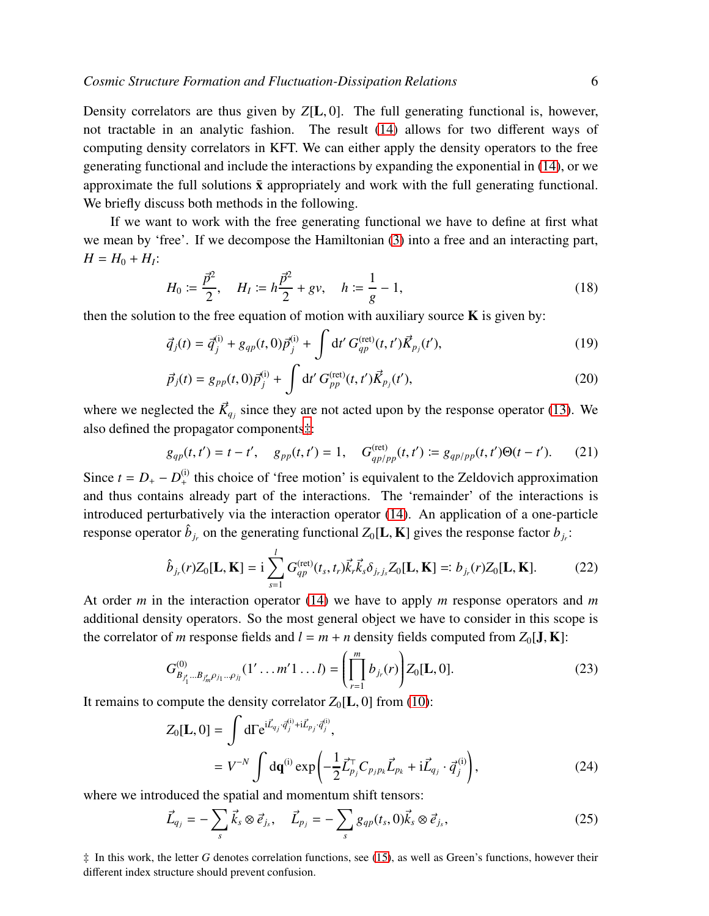Density correlators are thus given by $Z[\mathbf{L}, 0]$. The full generating functional is, however, not tractable in an analytic fashion. The result (14) allows for two different ways of computing density correlators in KFT. We can either apply the density operators to the free generating functional and include the interactions by expanding the exponential in (14), or we approximate the full solutions $\bar{\mathbf{x}}$ appropriately and work with the full generating functional. We briefly discuss both methods in the following.

If we want to work with the free generating functional we have to define at first what we mean by 'free'. If we decompose the Hamiltonian (3) into a free and an interacting part, $H = H_0 + H_I$:

$$H_0 := \frac{\vec{p}^2}{2}, \quad H_I := h\frac{\vec{p}^2}{2} + gv, \quad h := \frac{1}{g} - 1, \tag{18}$$

then the solution to the free equation of motion with auxiliary source $\mathbf{K}$ is given by:

$$\vec{q}_j(t) = \vec{q}_j^{(\mathrm{i})} + g_{qp}(t, 0)\vec{p}_j^{(\mathrm{i})} + \int \mathrm{d}t'\, G_{qp}^{(\mathrm{ret})}(t, t')\vec{K}_{p_j}(t'), \tag{19}$$

$$\vec{p}_j(t) = g_{pp}(t, 0)\vec{p}_j^{(\mathrm{i})} + \int \mathrm{d}t'\, G_{pp}^{(\mathrm{ret})}(t, t')\vec{K}_{p_j}(t'), \tag{20}$$

where we neglected the $\vec{K}_{q_j}$ since they are not acted upon by the response operator (13). We also defined the propagator components‡:

$$g_{qp}(t, t') = t - t', \quad g_{pp}(t, t') = 1, \quad G_{qp/pp}^{(\mathrm{ret})}(t, t') := g_{qp/pp}(t, t')\Theta(t - t'). \tag{21}$$

Since $t = D_+ - D_+^{(\mathrm{i})}$ this choice of 'free motion' is equivalent to the Zeldovich approximation and thus contains already part of the interactions. The 'remainder' of the interactions is introduced perturbatively via the interaction operator (14). An application of a one-particle response operator $\hat{b}_{j_r}$ on the generating functional $Z_0[\mathbf{L}, \mathbf{K}]$ gives the response factor $b_{j_r}$:

$$\hat{b}_{j_r}(r)Z_0[\mathbf{L}, \mathbf{K}] = \mathrm{i}\sum_{s=1}^{l} G_{qp}^{(\mathrm{ret})}(t_s, t_r)\vec{k}_r\vec{k}_s\delta_{j_r j_s}Z_0[\mathbf{L}, \mathbf{K}] =: b_{j_r}(r)Z_0[\mathbf{L}, \mathbf{K}]. \tag{22}$$

At order $m$ in the interaction operator (14) we have to apply $m$ response operators and $m$ additional density operators. So the most general object we have to consider in this scope is the correlator of $m$ response fields and $l = m + n$ density fields computed from $Z_0[\mathbf{J}, \mathbf{K}]$:

$$G^{(0)}_{B_{j'_1}\ldots B_{j'_m}\rho_{j_1}\ldots\rho_{j_l}}(1'\ldots m'1\ldots l) = \left(\prod_{r=1}^{m} b_{j_r}(r)\right)Z_0[\mathbf{L}, 0]. \tag{23}$$

It remains to compute the density correlator $Z_0[\mathbf{L}, 0]$ from (10):

$$\begin{aligned} Z_0[\mathbf{L}, 0] &= \int \mathrm{d}\Gamma\, \mathrm{e}^{\mathrm{i}\vec{L}_{q_j}\cdot\vec{q}_j^{(\mathrm{i})} + \mathrm{i}\vec{L}_{p_j}\cdot\vec{q}_j^{(\mathrm{i})}}, \\ &= V^{-N}\int \mathrm{d}\mathbf{q}^{(\mathrm{i})}\exp\left(-\frac{1}{2}\vec{L}_{p_j}^{\top}C_{p_jp_k}\vec{L}_{p_k} + \mathrm{i}\vec{L}_{q_j}\cdot\vec{q}_j^{(\mathrm{i})}\right), \end{aligned} \tag{24}$$

where we introduced the spatial and momentum shift tensors:

$$\vec{L}_{q_j} = -\sum_s \vec{k}_s \otimes \vec{e}_{j_s}, \quad \vec{L}_{p_j} = -\sum_s g_{qp}(t_s, 0)\vec{k}_s \otimes \vec{e}_{j_s}, \tag{25}$$

‡ In this work, the letter $G$ denotes correlation functions, see (15), as well as Green's functions, however their different index structure should prevent confusion.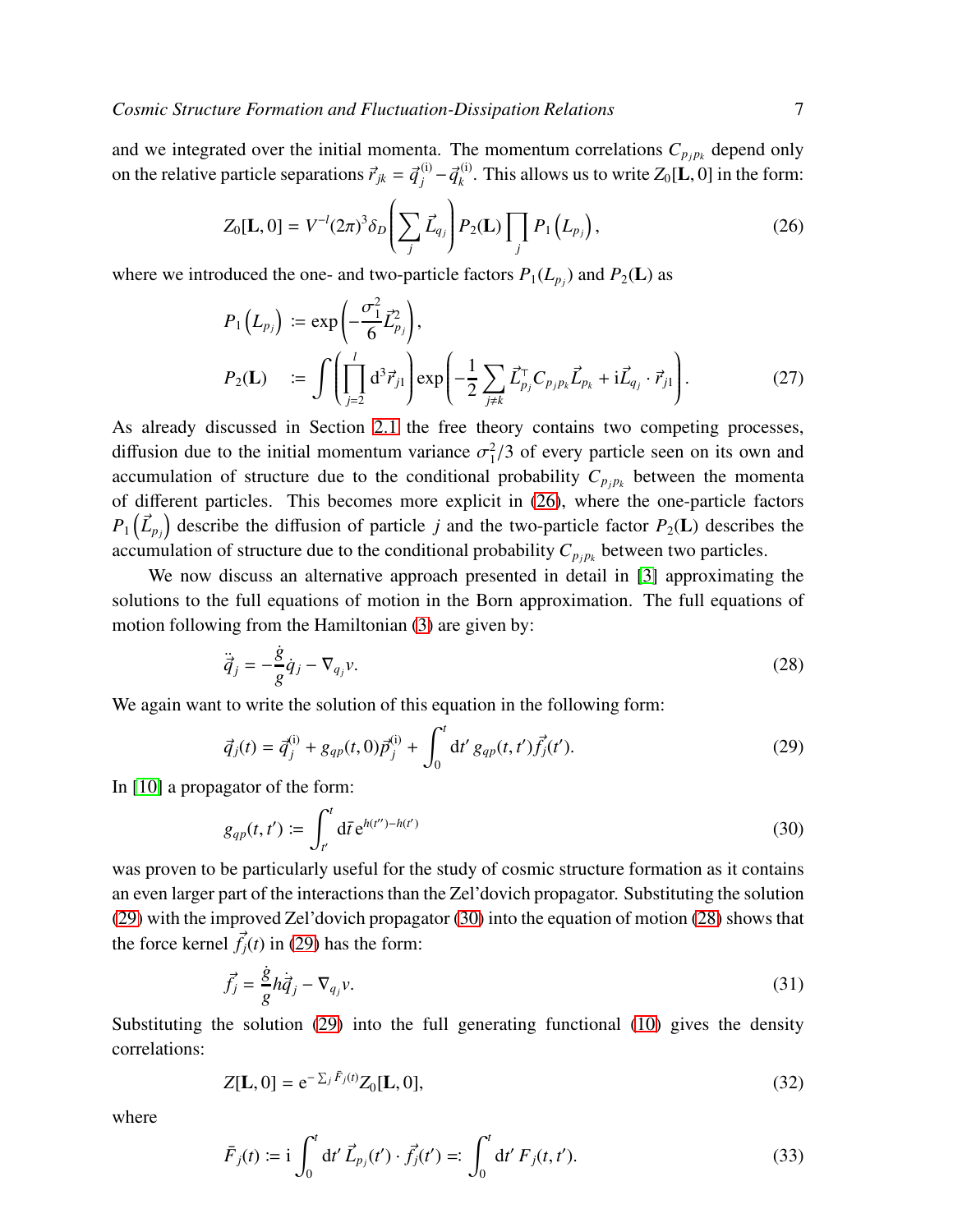and we integrated over the initial momenta. The momentum correlations $C_{p_j p_k}$ depend only on the relative particle separations $\vec{r}_{jk} = \vec{q}_j^{\,(\mathrm{i})} - \vec{q}_k^{\,(\mathrm{i})}$. This allows us to write $Z_0[\mathbf{L}, 0]$ in the form:

$$Z_0[\mathbf{L}, 0] = V^{-l}(2\pi)^3 \delta_D\left(\sum_j \vec{L}_{q_j}\right) P_2(\mathbf{L}) \prod_j P_1\left(L_{p_j}\right), \tag{26}$$

where we introduced the one- and two-particle factors $P_1(L_{p_j})$ and $P_2(\mathbf{L})$ as

$$\begin{aligned}
P_1\left(L_{p_j}\right) &:= \exp\left(-\frac{\sigma_1^2}{6}\vec{L}_{p_j}^2\right), \\
P_2(\mathbf{L}) &:= \int \left(\prod_{j=2}^{l} \mathrm{d}^3 \vec{r}_{j1}\right) \exp\left(-\frac{1}{2}\sum_{j \neq k} \vec{L}_{p_j}^{\top} C_{p_j p_k} \vec{L}_{p_k} + \mathrm{i}\vec{L}_{q_j} \cdot \vec{r}_{j1}\right).
\end{aligned} \tag{27}$$

As already discussed in Section 2.1 the free theory contains two competing processes, diffusion due to the initial momentum variance $\sigma_1^2/3$ of every particle seen on its own and accumulation of structure due to the conditional probability $C_{p_j p_k}$ between the momenta of different particles. This becomes more explicit in (26), where the one-particle factors $P_1\left(\vec{L}_{p_j}\right)$ describe the diffusion of particle $j$ and the two-particle factor $P_2(\mathbf{L})$ describes the accumulation of structure due to the conditional probability $C_{p_j p_k}$ between two particles.

We now discuss an alternative approach presented in detail in [3] approximating the solutions to the full equations of motion in the Born approximation. The full equations of motion following from the Hamiltonian (3) are given by:

$$\ddot{\vec{q}}_j = -\frac{\dot{g}}{g}\dot{q}_j - \nabla_{q_j} v. \tag{28}$$

We again want to write the solution of this equation in the following form:

$$\vec{q}_j(t) = \vec{q}_j^{\,(\mathrm{i})} + g_{qp}(t, 0)\vec{p}_j^{\,(\mathrm{i})} + \int_0^t \mathrm{d}t'\, g_{qp}(t, t')\vec{f}_j(t'). \tag{29}$$

In [10] a propagator of the form:

$$g_{qp}(t, t') := \int_{t'}^{t} \mathrm{d}\bar{t}\, \mathrm{e}^{h(t'') - h(t')} \tag{30}$$

was proven to be particularly useful for the study of cosmic structure formation as it contains an even larger part of the interactions than the Zel'dovich propagator. Substituting the solution (29) with the improved Zel'dovich propagator (30) into the equation of motion (28) shows that the force kernel $\vec{f}_j(t)$ in (29) has the form:

$$\vec{f}_j = \frac{\dot{g}}{g}h\dot{\vec{q}}_j - \nabla_{q_j} v. \tag{31}$$

Substituting the solution (29) into the full generating functional (10) gives the density correlations:

$$Z[\mathbf{L}, 0] = \mathrm{e}^{-\sum_j \bar{F}_j(t)} Z_0[\mathbf{L}, 0], \tag{32}$$

where

$$\bar{F}_j(t) := \mathrm{i}\int_0^t \mathrm{d}t'\, \vec{L}_{p_j}(t') \cdot \vec{f}_j(t') =: \int_0^t \mathrm{d}t'\, F_j(t, t'). \tag{33}$$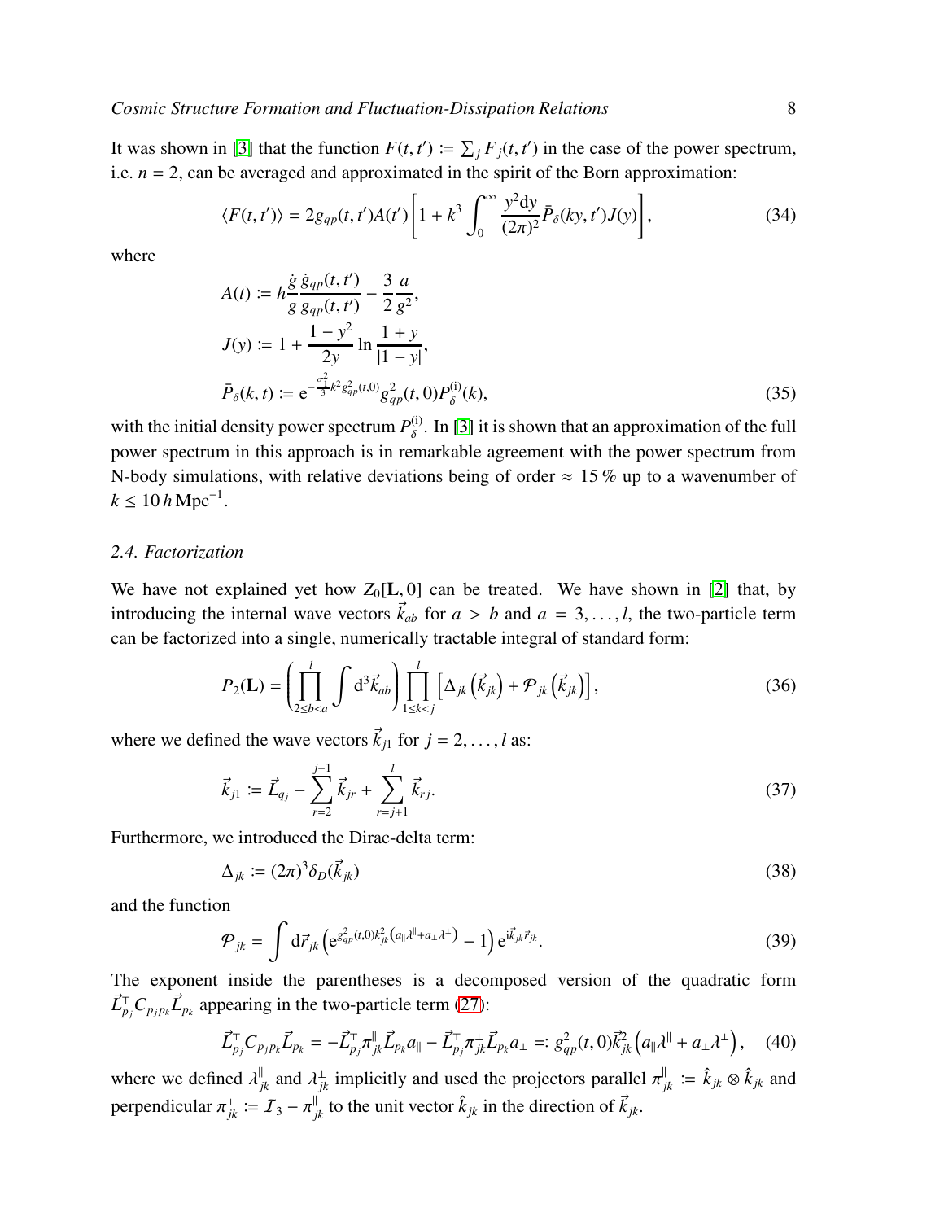It was shown in [3] that the function $F(t,t') := \sum_j F_j(t,t')$ in the case of the power spectrum, i.e. $n = 2$, can be averaged and approximated in the spirit of the Born approximation:

$$
\langle F(t,t')\rangle = 2g_{qp}(t,t')A(t')\left[1 + k^3\int_0^\infty \frac{y^2\mathrm{d}y}{(2\pi)^2}\bar{P}_\delta(ky,t')J(y)\right], \tag{34}
$$

where

$$
\begin{aligned}
A(t) &:= h\frac{\dot{g}}{g}\frac{\dot{g}_{qp}(t,t')}{g_{qp}(t,t')} - \frac{3}{2}\frac{a}{g^2},\\
J(y) &:= 1 + \frac{1-y^2}{2y}\ln\frac{1+y}{|1-y|},\\
\bar{P}_\delta(k,t) &:= \mathrm{e}^{-\frac{\sigma_1^2}{3}k^2 g_{qp}^2(t,0)} g_{qp}^2(t,0)P_\delta^{(\mathrm{i})}(k),
\end{aligned} \tag{35}
$$

with the initial density power spectrum $P_\delta^{(\mathrm{i})}$. In [3] it is shown that an approximation of the full power spectrum in this approach is in remarkable agreement with the power spectrum from N-body simulations, with relative deviations being of order $\approx 15\,\%$ up to a wavenumber of $k \le 10\,h\,\mathrm{Mpc}^{-1}$.

### 2.4. Factorization

We have not explained yet how $Z_0[\mathbf{L},0]$ can be treated. We have shown in [2] that, by introducing the internal wave vectors $\vec{k}_{ab}$ for $a > b$ and $a = 3,\dots,l$, the two-particle term can be factorized into a single, numerically tractable integral of standard form:

$$
P_2(\mathbf{L}) = \left(\prod_{2\le b<a}^{l}\int \mathrm{d}^3\vec{k}_{ab}\right)\prod_{1\le k<j}^{l}\left[\Delta_{jk}\left(\vec{k}_{jk}\right) + \mathcal{P}_{jk}\left(\vec{k}_{jk}\right)\right], \tag{36}
$$

where we defined the wave vectors $\vec{k}_{j1}$ for $j = 2,\dots,l$ as:

$$
\vec{k}_{j1} := \vec{L}_{q_j} - \sum_{r=2}^{j-1}\vec{k}_{jr} + \sum_{r=j+1}^{l}\vec{k}_{rj}. \tag{37}
$$

Furthermore, we introduced the Dirac-delta term:

$$
\Delta_{jk} := (2\pi)^3\delta_D(\vec{k}_{jk}) \tag{38}
$$

and the function

$$
\mathcal{P}_{jk} = \int \mathrm{d}\vec{r}_{jk}\left(\mathrm{e}^{g_{qp}^2(t,0)k_{jk}^2\left(a_\parallel\lambda^\parallel + a_\perp\lambda^\perp\right)} - 1\right)\mathrm{e}^{\mathrm{i}\vec{k}_{jk}\vec{r}_{jk}}. \tag{39}
$$

The exponent inside the parentheses is a decomposed version of the quadratic form $\vec{L}_{p_j}^\top C_{p_jp_k}\vec{L}_{p_k}$ appearing in the two-particle term (27):

$$
\vec{L}_{p_j}^\top C_{p_jp_k}\vec{L}_{p_k} = -\vec{L}_{p_j}^\top\pi_{jk}^\parallel\vec{L}_{p_k}a_\parallel - \vec{L}_{p_j}^\top\pi_{jk}^\perp\vec{L}_{p_k}a_\perp =: g_{qp}^2(t,0)\vec{k}_{jk}^2\left(a_\parallel\lambda^\parallel + a_\perp\lambda^\perp\right), \tag{40}
$$

where we defined $\lambda_{jk}^\parallel$ and $\lambda_{jk}^\perp$ implicitly and used the projectors parallel $\pi_{jk}^\parallel := \hat{k}_{jk}\otimes\hat{k}_{jk}$ and perpendicular $\pi_{jk}^\perp := \mathcal{I}_3 - \pi_{jk}^\parallel$ to the unit vector $\hat{k}_{jk}$ in the direction of $\vec{k}_{jk}$.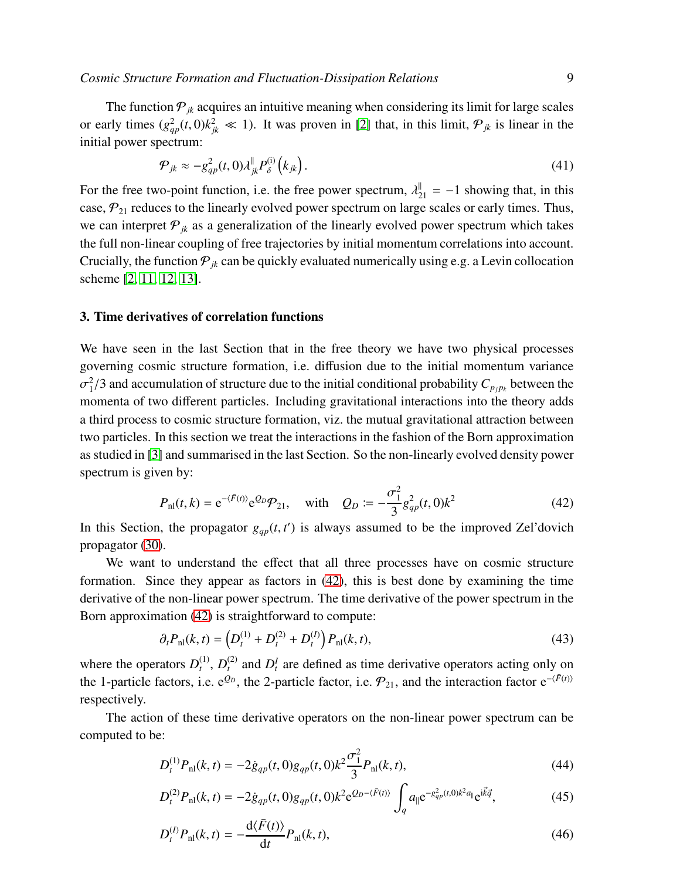The function $\mathcal{P}_{jk}$ acquires an intuitive meaning when considering its limit for large scales or early times ($g_{qp}^2(t,0)k_{jk}^2 \ll 1$). It was proven in [2] that, in this limit, $\mathcal{P}_{jk}$ is linear in the initial power spectrum:

$$\mathcal{P}_{jk} \approx -g_{qp}^2(t,0)\lambda_{jk}^{\parallel} P_{\delta}^{(\mathrm{i})}\left(k_{jk}\right). \tag{41}$$

For the free two-point function, i.e. the free power spectrum, $\lambda_{21}^{\parallel} = -1$ showing that, in this case, $\mathcal{P}_{21}$ reduces to the linearly evolved power spectrum on large scales or early times. Thus, we can interpret $\mathcal{P}_{jk}$ as a generalization of the linearly evolved power spectrum which takes the full non-linear coupling of free trajectories by initial momentum correlations into account. Crucially, the function $\mathcal{P}_{jk}$ can be quickly evaluated numerically using e.g. a Levin collocation scheme [2, 11, 12, 13].

## 3. Time derivatives of correlation functions

We have seen in the last Section that in the free theory we have two physical processes governing cosmic structure formation, i.e. diffusion due to the initial momentum variance $\sigma_1^2/3$ and accumulation of structure due to the initial conditional probability $C_{p_j p_k}$ between the momenta of two different particles. Including gravitational interactions into the theory adds a third process to cosmic structure formation, viz. the mutual gravitational attraction between two particles. In this section we treat the interactions in the fashion of the Born approximation as studied in [3] and summarised in the last Section. So the non-linearly evolved density power spectrum is given by:

$$P_{\mathrm{nl}}(t,k) = \mathrm{e}^{-\langle \bar{F}(t)\rangle}\mathrm{e}^{Q_D}\mathcal{P}_{21}, \quad \text{with} \quad Q_D := -\frac{\sigma_1^2}{3}g_{qp}^2(t,0)k^2 \tag{42}$$

In this Section, the propagator $g_{qp}(t,t')$ is always assumed to be the improved Zel'dovich propagator (30).

We want to understand the effect that all three processes have on cosmic structure formation. Since they appear as factors in (42), this is best done by examining the time derivative of the non-linear power spectrum. The time derivative of the power spectrum in the Born approximation (42) is straightforward to compute:

$$\partial_t P_{\mathrm{nl}}(k,t) = \left(D_t^{(1)} + D_t^{(2)} + D_t^{(I)}\right)P_{\mathrm{nl}}(k,t), \tag{43}$$

where the operators $D_t^{(1)}$, $D_t^{(2)}$ and $D_t^I$ are defined as time derivative operators acting only on the 1-particle factors, i.e. $\mathrm{e}^{Q_D}$, the 2-particle factor, i.e. $\mathcal{P}_{21}$, and the interaction factor $\mathrm{e}^{-\langle \bar{F}(t)\rangle}$ respectively.

The action of these time derivative operators on the non-linear power spectrum can be computed to be:

$$D_t^{(1)}P_{\mathrm{nl}}(k,t) = -2\dot{g}_{qp}(t,0)g_{qp}(t,0)k^2\frac{\sigma_1^2}{3}P_{\mathrm{nl}}(k,t), \tag{44}$$

$$D_t^{(2)}P_{\mathrm{nl}}(k,t) = -2\dot{g}_{qp}(t,0)g_{qp}(t,0)k^2\mathrm{e}^{Q_D - \langle \bar{F}(t)\rangle}\int_q a_{\parallel}\mathrm{e}^{-g_{qp}^2(t,0)k^2 a_{\parallel}}\mathrm{e}^{\mathrm{i}\vec{k}\vec{q}}, \tag{45}$$

$$D_t^{(I)}P_{\mathrm{nl}}(k,t) = -\frac{\mathrm{d}\langle \bar{F}(t)\rangle}{\mathrm{d}t}P_{\mathrm{nl}}(k,t), \tag{46}$$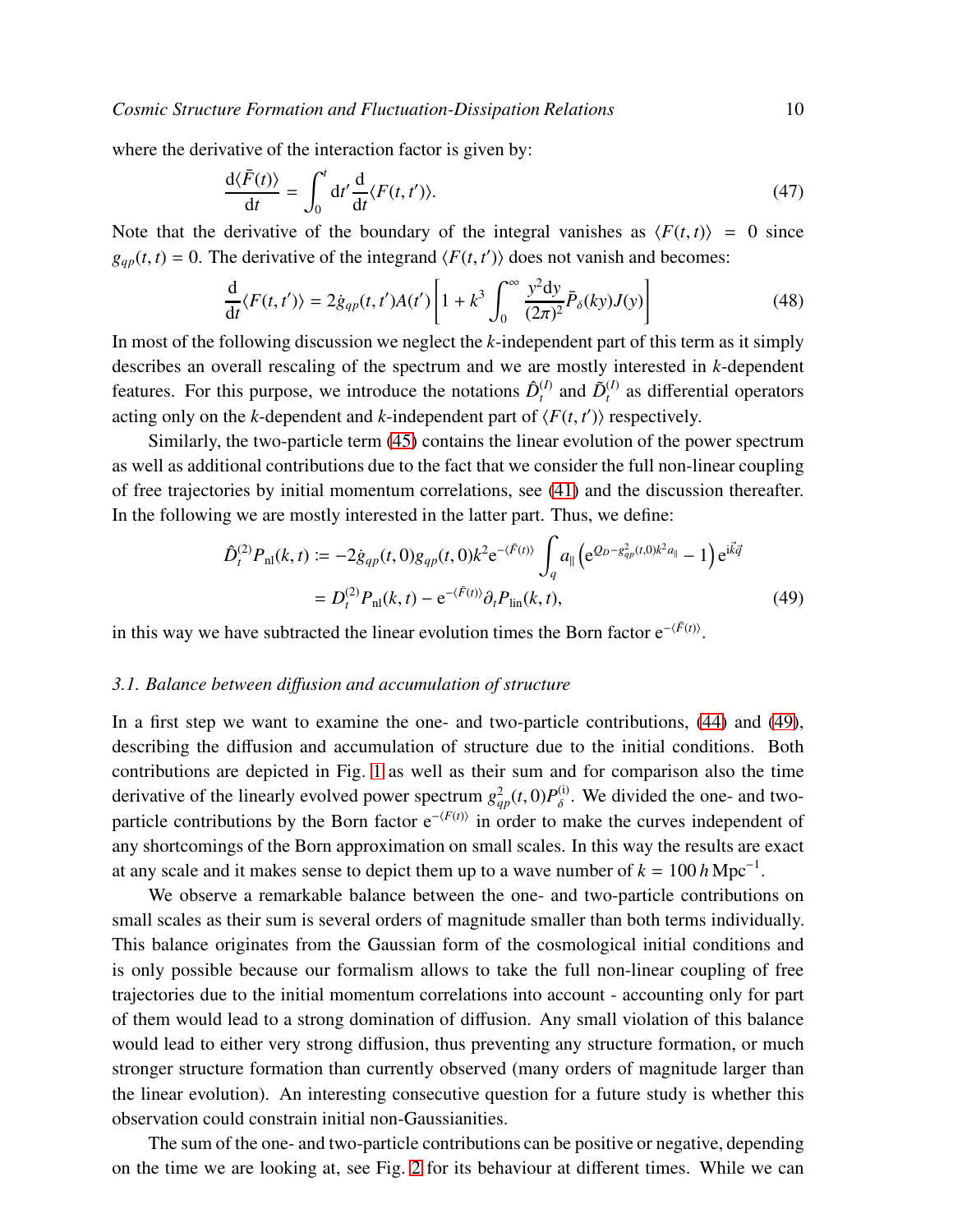where the derivative of the interaction factor is given by:

$$\frac{\mathrm{d}\langle \bar{F}(t)\rangle}{\mathrm{d}t} = \int_0^t \mathrm{d}t' \frac{\mathrm{d}}{\mathrm{d}t}\langle F(t,t')\rangle. \tag{47}$$

Note that the derivative of the boundary of the integral vanishes as $\langle F(t,t)\rangle = 0$ since $g_{qp}(t,t) = 0$. The derivative of the integrand $\langle F(t,t')\rangle$ does not vanish and becomes:

$$\frac{\mathrm{d}}{\mathrm{d}t}\langle F(t,t')\rangle = 2\dot{g}_{qp}(t,t')A(t')\left[1 + k^3 \int_0^\infty \frac{y^2\mathrm{d}y}{(2\pi)^2}\bar{P}_\delta(ky)J(y)\right] \tag{48}$$

In most of the following discussion we neglect the $k$-independent part of this term as it simply describes an overall rescaling of the spectrum and we are mostly interested in $k$-dependent features. For this purpose, we introduce the notations $\hat{D}_t^{(I)}$ and $\tilde{D}_t^{(I)}$ as differential operators acting only on the $k$-dependent and $k$-independent part of $\langle F(t,t')\rangle$ respectively.

Similarly, the two-particle term (45) contains the linear evolution of the power spectrum as well as additional contributions due to the fact that we consider the full non-linear coupling of free trajectories by initial momentum correlations, see (41) and the discussion thereafter. In the following we are mostly interested in the latter part. Thus, we define:

$$\begin{aligned}\hat{D}_t^{(2)}P_{\mathrm{nl}}(k,t) &:= -2\dot{g}_{qp}(t,0)g_{qp}(t,0)k^2\mathrm{e}^{-\langle\bar{F}(t)\rangle}\int_q a_\parallel\left(\mathrm{e}^{Q_D - g_{qp}^2(t,0)k^2 a_\parallel} - 1\right)\mathrm{e}^{\mathrm{i}\vec{k}\vec{q}} \\ &= D_t^{(2)}P_{\mathrm{nl}}(k,t) - \mathrm{e}^{-\langle\bar{F}(t)\rangle}\partial_t P_{\mathrm{lin}}(k,t),\end{aligned} \tag{49}$$

in this way we have subtracted the linear evolution times the Born factor $\mathrm{e}^{-\langle\bar{F}(t)\rangle}$.

### 3.1. Balance between diffusion and accumulation of structure

In a first step we want to examine the one- and two-particle contributions, (44) and (49), describing the diffusion and accumulation of structure due to the initial conditions. Both contributions are depicted in Fig. 1 as well as their sum and for comparison also the time derivative of the linearly evolved power spectrum $g_{qp}^2(t,0)P_\delta^{(\mathrm{i})}$. We divided the one- and two-particle contributions by the Born factor $\mathrm{e}^{-\langle F(t)\rangle}$ in order to make the curves independent of any shortcomings of the Born approximation on small scales. In this way the results are exact at any scale and it makes sense to depict them up to a wave number of $k = 100\,h\,\mathrm{Mpc}^{-1}$.

We observe a remarkable balance between the one- and two-particle contributions on small scales as their sum is several orders of magnitude smaller than both terms individually. This balance originates from the Gaussian form of the cosmological initial conditions and is only possible because our formalism allows to take the full non-linear coupling of free trajectories due to the initial momentum correlations into account - accounting only for part of them would lead to a strong domination of diffusion. Any small violation of this balance would lead to either very strong diffusion, thus preventing any structure formation, or much stronger structure formation than currently observed (many orders of magnitude larger than the linear evolution). An interesting consecutive question for a future study is whether this observation could constrain initial non-Gaussianities.

The sum of the one- and two-particle contributions can be positive or negative, depending on the time we are looking at, see Fig. 2 for its behaviour at different times. While we can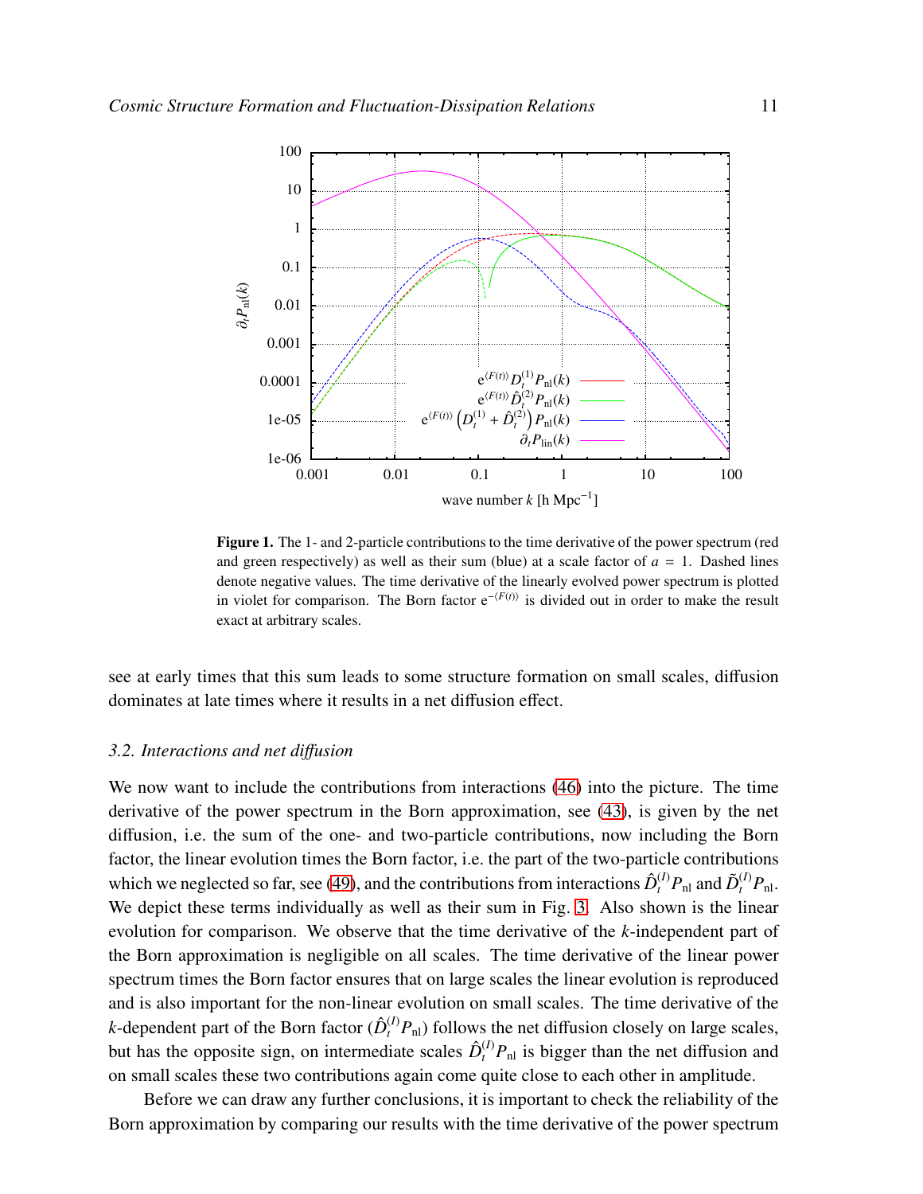**Figure 1.** The 1- and 2-particle contributions to the time derivative of the power spectrum (red and green respectively) as well as their sum (blue) at a scale factor of $a = 1$. Dashed lines denote negative values. The time derivative of the linearly evolved power spectrum is plotted in violet for comparison. The Born factor $\mathrm{e}^{-\langle F(t) \rangle}$ is divided out in order to make the result exact at arbitrary scales.

see at early times that this sum leads to some structure formation on small scales, diffusion dominates at late times where it results in a net diffusion effect.

### 3.2. Interactions and net diffusion

We now want to include the contributions from interactions (46) into the picture. The time derivative of the power spectrum in the Born approximation, see (43), is given by the net diffusion, i.e. the sum of the one- and two-particle contributions, now including the Born factor, the linear evolution times the Born factor, i.e. the part of the two-particle contributions which we neglected so far, see (49), and the contributions from interactions $\hat{D}_t^{(I)} P_{\mathrm{nl}}$ and $\tilde{D}_t^{(I)} P_{\mathrm{nl}}$. We depict these terms individually as well as their sum in Fig. 3. Also shown is the linear evolution for comparison. We observe that the time derivative of the $k$-independent part of the Born approximation is negligible on all scales. The time derivative of the linear power spectrum times the Born factor ensures that on large scales the linear evolution is reproduced and is also important for the non-linear evolution on small scales. The time derivative of the $k$-dependent part of the Born factor ($\hat{D}_t^{(I)} P_{\mathrm{nl}}$) follows the net diffusion closely on large scales, but has the opposite sign, on intermediate scales $\hat{D}_t^{(I)} P_{\mathrm{nl}}$ is bigger than the net diffusion and on small scales these two contributions again come quite close to each other in amplitude.

Before we can draw any further conclusions, it is important to check the reliability of the Born approximation by comparing our results with the time derivative of the power spectrum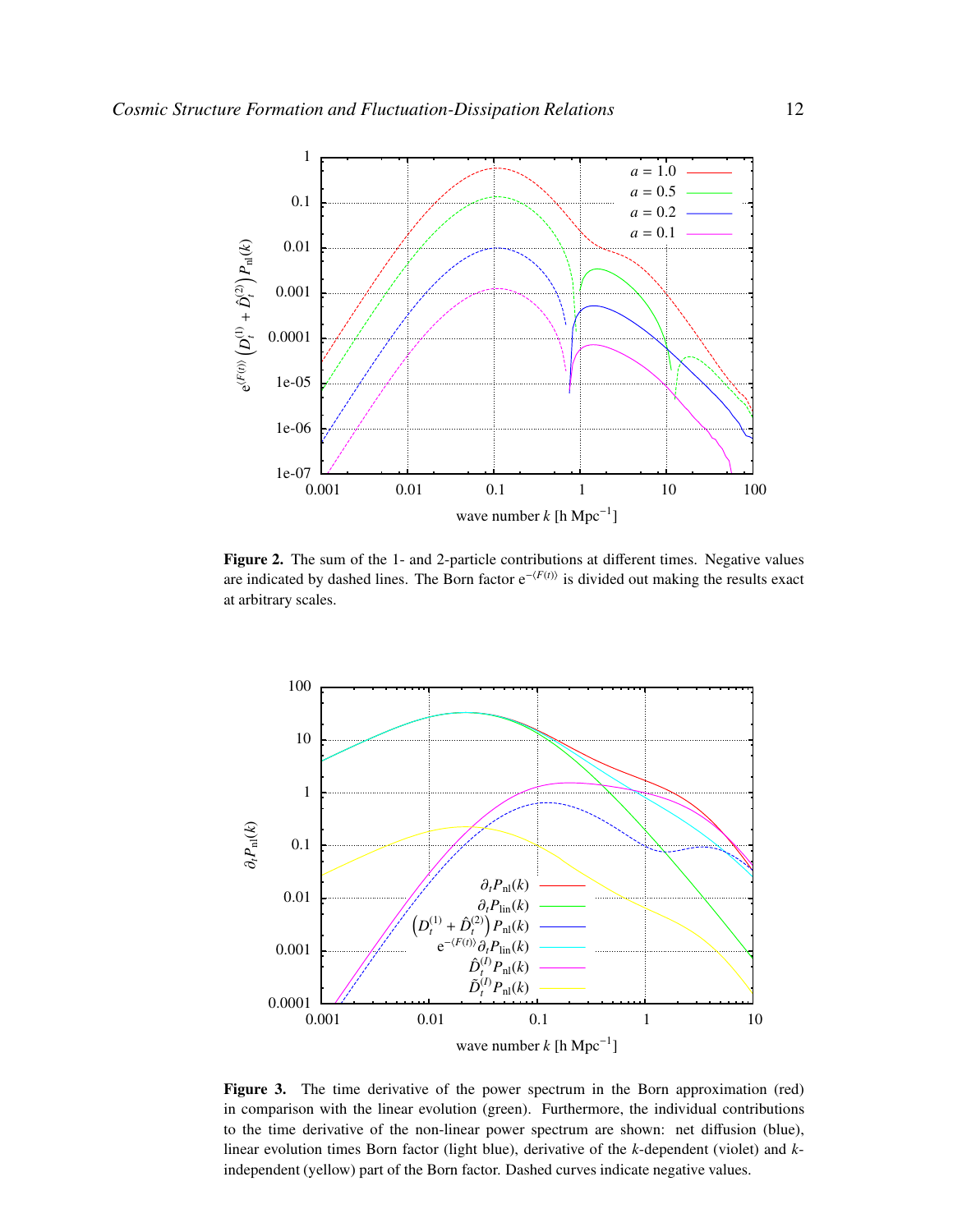**Figure 2.** The sum of the 1- and 2-particle contributions at different times. Negative values are indicated by dashed lines. The Born factor $\mathrm{e}^{-\langle F(t)\rangle}$ is divided out making the results exact at arbitrary scales.

**Figure 3.** The time derivative of the power spectrum in the Born approximation (red) in comparison with the linear evolution (green). Furthermore, the individual contributions to the time derivative of the non-linear power spectrum are shown: net diffusion (blue), linear evolution times Born factor (light blue), derivative of the $k$-dependent (violet) and $k$-independent (yellow) part of the Born factor. Dashed curves indicate negative values.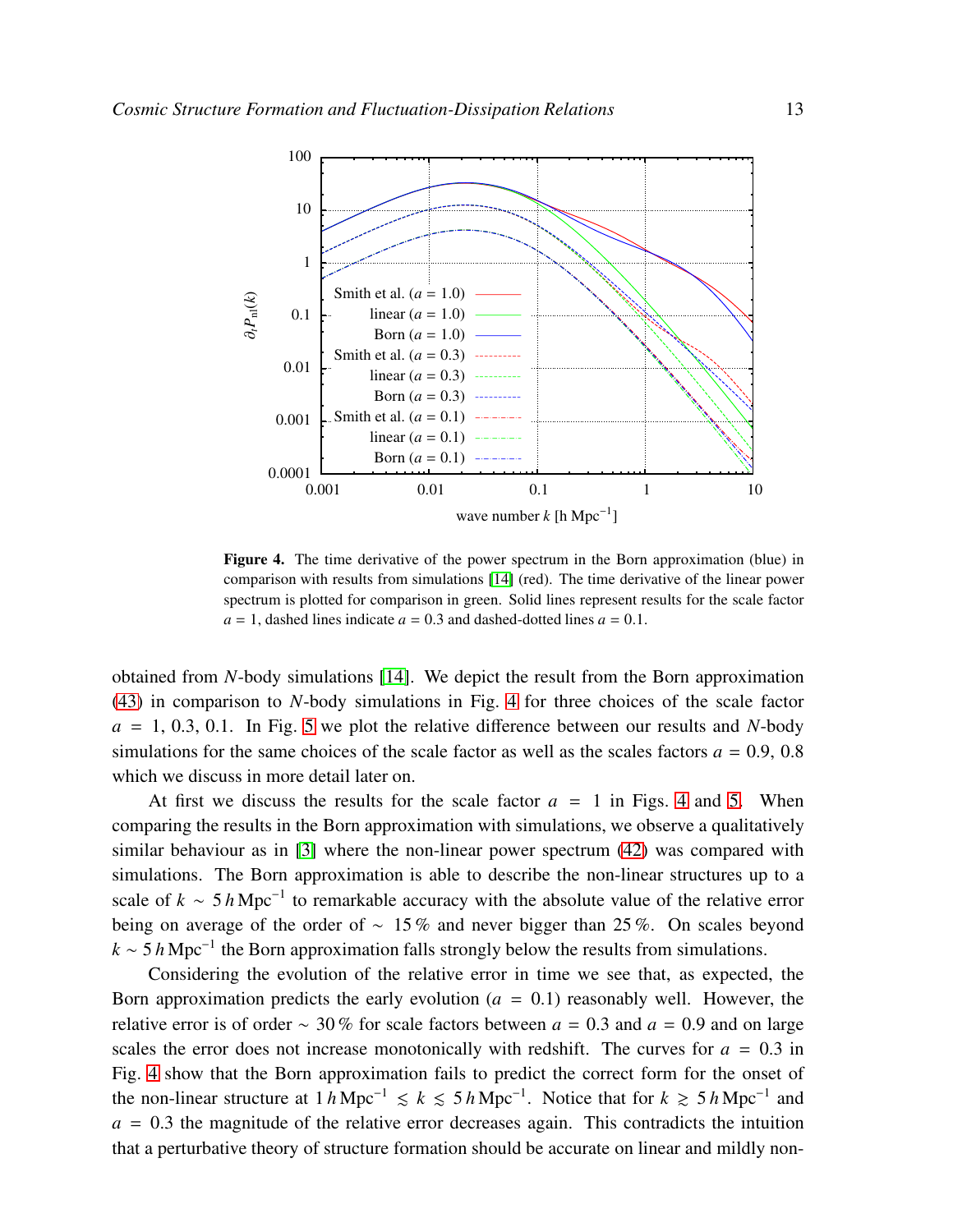**Figure 4.** The time derivative of the power spectrum in the Born approximation (blue) in comparison with results from simulations [14] (red). The time derivative of the linear power spectrum is plotted for comparison in green. Solid lines represent results for the scale factor $a = 1$, dashed lines indicate $a = 0.3$ and dashed-dotted lines $a = 0.1$.

obtained from $N$-body simulations [14]. We depict the result from the Born approximation (43) in comparison to $N$-body simulations in Fig. 4 for three choices of the scale factor $a = 1,\ 0.3,\ 0.1$. In Fig. 5 we plot the relative difference between our results and $N$-body simulations for the same choices of the scale factor as well as the scales factors $a = 0.9,\ 0.8$ which we discuss in more detail later on.

At first we discuss the results for the scale factor $a = 1$ in Figs. 4 and 5. When comparing the results in the Born approximation with simulations, we observe a qualitatively similar behaviour as in [3] where the non-linear power spectrum (42) was compared with simulations. The Born approximation is able to describe the non-linear structures up to a scale of $k \sim 5\,h\,\mathrm{Mpc}^{-1}$ to remarkable accuracy with the absolute value of the relative error being on average of the order of $\sim 15\,\%$ and never bigger than $25\,\%$. On scales beyond $k \sim 5\,h\,\mathrm{Mpc}^{-1}$ the Born approximation falls strongly below the results from simulations.

Considering the evolution of the relative error in time we see that, as expected, the Born approximation predicts the early evolution ($a = 0.1$) reasonably well. However, the relative error is of order $\sim 30\,\%$ for scale factors between $a = 0.3$ and $a = 0.9$ and on large scales the error does not increase monotonically with redshift. The curves for $a = 0.3$ in Fig. 4 show that the Born approximation fails to predict the correct form for the onset of the non-linear structure at $1\,h\,\mathrm{Mpc}^{-1} \lesssim k \lesssim 5\,h\,\mathrm{Mpc}^{-1}$. Notice that for $k \gtrsim 5\,h\,\mathrm{Mpc}^{-1}$ and $a = 0.3$ the magnitude of the relative error decreases again. This contradicts the intuition that a perturbative theory of structure formation should be accurate on linear and mildly non-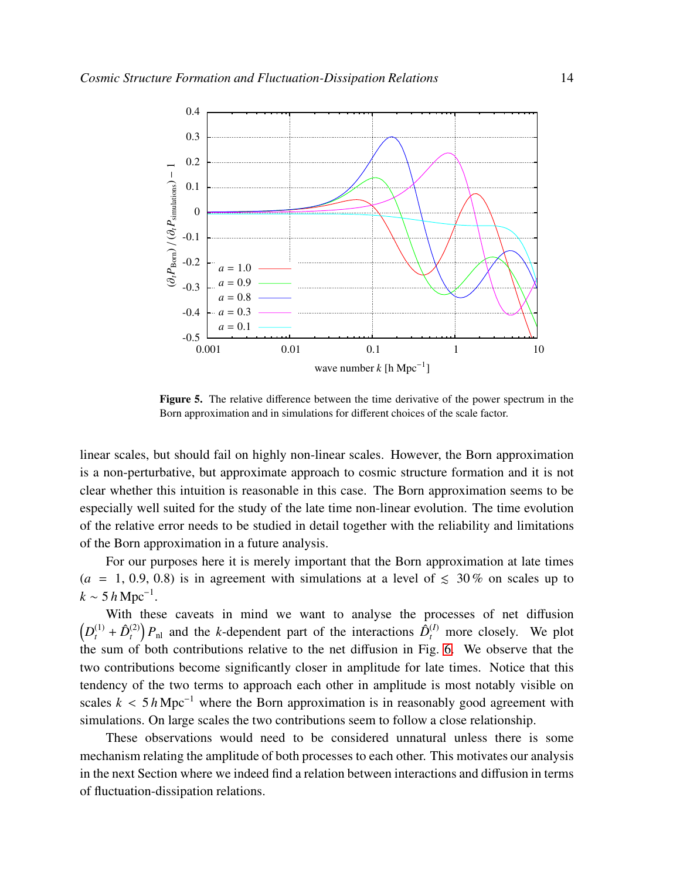Figure 5. The relative difference between the time derivative of the power spectrum in the Born approximation and in simulations for different choices of the scale factor.

linear scales, but should fail on highly non-linear scales. However, the Born approximation is a non-perturbative, but approximate approach to cosmic structure formation and it is not clear whether this intuition is reasonable in this case. The Born approximation seems to be especially well suited for the study of the late time non-linear evolution. The time evolution of the relative error needs to be studied in detail together with the reliability and limitations of the Born approximation in a future analysis.

For our purposes here it is merely important that the Born approximation at late times ($a = 1, 0.9, 0.8$) is in agreement with simulations at a level of $\lesssim 30\,\%$ on scales up to $k \sim 5\,h\,\mathrm{Mpc}^{-1}$.

With these caveats in mind we want to analyse the processes of net diffusion $\left(D_t^{(1)} + \hat{D}_t^{(2)}\right) P_{\mathrm{nl}}$ and the $k$-dependent part of the interactions $\hat{D}_t^{(I)}$ more closely. We plot the sum of both contributions relative to the net diffusion in Fig. 6. We observe that the two contributions become significantly closer in amplitude for late times. Notice that this tendency of the two terms to approach each other in amplitude is most notably visible on scales $k < 5\,h\,\mathrm{Mpc}^{-1}$ where the Born approximation is in reasonably good agreement with simulations. On large scales the two contributions seem to follow a close relationship.

These observations would need to be considered unnatural unless there is some mechanism relating the amplitude of both processes to each other. This motivates our analysis in the next Section where we indeed find a relation between interactions and diffusion in terms of fluctuation-dissipation relations.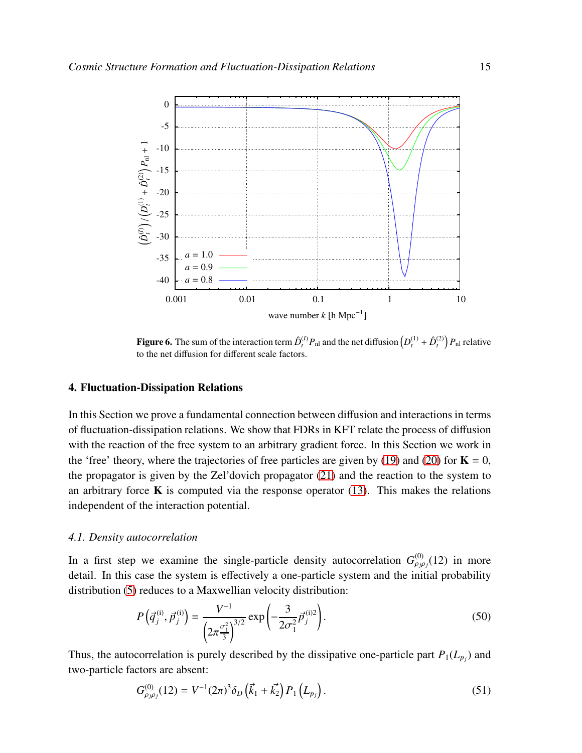**Figure 6.** The sum of the interaction term $\hat{D}_t^{(I)} P_{\mathrm{nl}}$ and the net diffusion $\left(D_t^{(1)} + \hat{D}_t^{(2)}\right) P_{\mathrm{nl}}$ relative to the net diffusion for different scale factors.

## 4. Fluctuation-Dissipation Relations

In this Section we prove a fundamental connection between diffusion and interactions in terms of fluctuation-dissipation relations. We show that FDRs in KFT relate the process of diffusion with the reaction of the free system to an arbitrary gradient force. In this Section we work in the 'free' theory, where the trajectories of free particles are given by (19) and (20) for $\mathbf{K} = 0$, the propagator is given by the Zel'dovich propagator (21) and the reaction to the system to an arbitrary force $\mathbf{K}$ is computed via the response operator (13). This makes the relations independent of the interaction potential.

### *4.1. Density autocorrelation*

In a first step we examine the single-particle density autocorrelation $G^{(0)}_{\rho_j\rho_j}(12)$ in more detail. In this case the system is effectively a one-particle system and the initial probability distribution (5) reduces to a Maxwellian velocity distribution:

$$P\left(\vec{q}_j^{\,(\mathrm{i})}, \vec{p}_j^{\,(\mathrm{i})}\right) = \frac{V^{-1}}{\left(2\pi\frac{\sigma_1^2}{3}\right)^{3/2}} \exp\left(-\frac{3}{2\sigma_1^2}\vec{p}_j^{\,(\mathrm{i})2}\right). \tag{50}$$

Thus, the autocorrelation is purely described by the dissipative one-particle part $P_1(L_{p_j})$ and two-particle factors are absent:

$$G^{(0)}_{\rho_j\rho_j}(12) = V^{-1}(2\pi)^3 \delta_D\left(\vec{k}_1 + \vec{k}_2\right) P_1\left(L_{p_j}\right). \tag{51}$$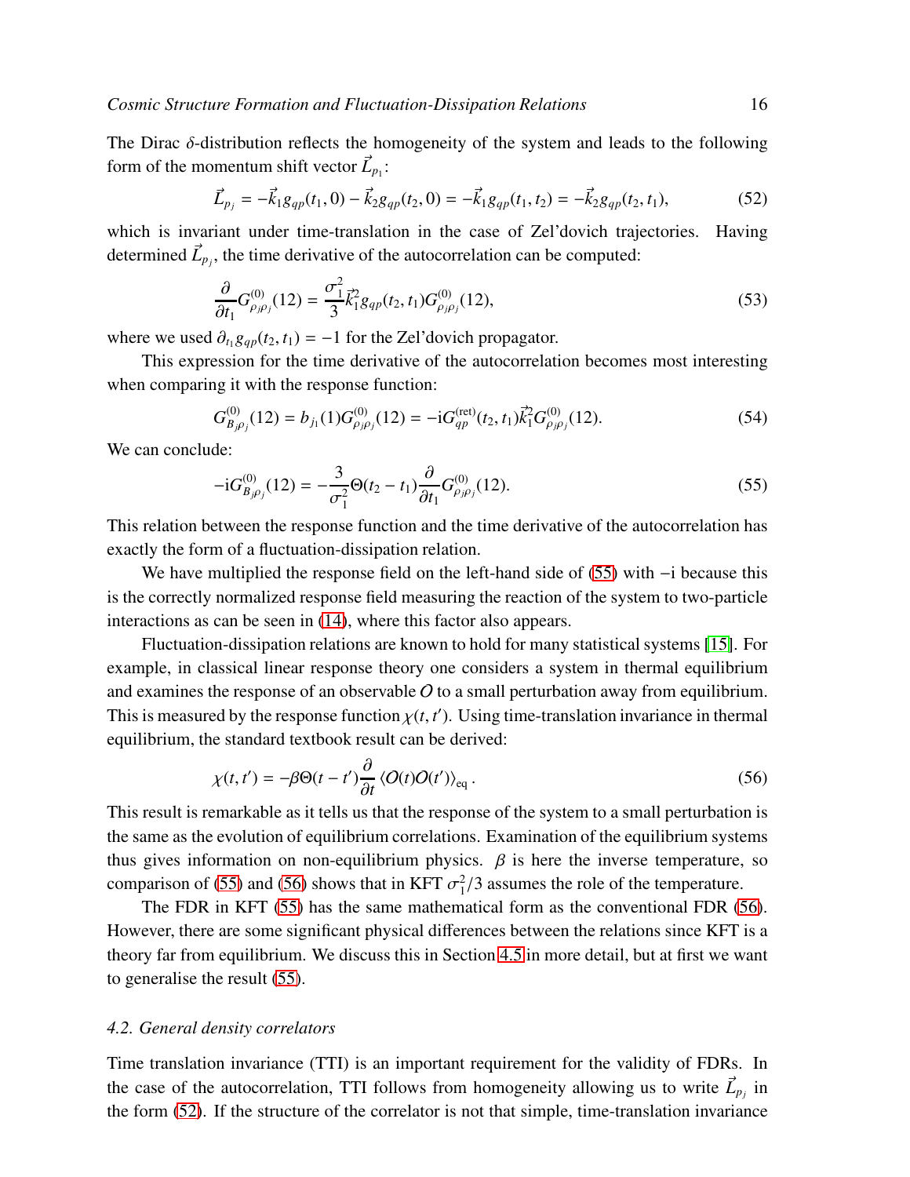The Dirac $\delta$-distribution reflects the homogeneity of the system and leads to the following form of the momentum shift vector $\vec{L}_{p_1}$:

$$\vec{L}_{p_j} = -\vec{k}_1 g_{qp}(t_1, 0) - \vec{k}_2 g_{qp}(t_2, 0) = -\vec{k}_1 g_{qp}(t_1, t_2) = -\vec{k}_2 g_{qp}(t_2, t_1), \tag{52}$$

which is invariant under time-translation in the case of Zel'dovich trajectories. Having determined $\vec{L}_{p_j}$, the time derivative of the autocorrelation can be computed:

$$\frac{\partial}{\partial t_1} G^{(0)}_{\rho_j \rho_j}(12) = \frac{\sigma_1^2}{3} \vec{k}_1^2 g_{qp}(t_2, t_1) G^{(0)}_{\rho_j \rho_j}(12), \tag{53}$$

where we used $\partial_{t_1} g_{qp}(t_2, t_1) = -1$ for the Zel'dovich propagator.

This expression for the time derivative of the autocorrelation becomes most interesting when comparing it with the response function:

$$G^{(0)}_{B_j \rho_j}(12) = b_{j_1}(1) G^{(0)}_{\rho_j \rho_j}(12) = -\mathrm{i} G^{(\mathrm{ret})}_{qp}(t_2, t_1) \vec{k}_1^2 G^{(0)}_{\rho_j \rho_j}(12). \tag{54}$$

We can conclude:

$$-\mathrm{i} G^{(0)}_{B_j \rho_j}(12) = -\frac{3}{\sigma_1^2} \Theta(t_2 - t_1) \frac{\partial}{\partial t_1} G^{(0)}_{\rho_j \rho_j}(12). \tag{55}$$

This relation between the response function and the time derivative of the autocorrelation has exactly the form of a fluctuation-dissipation relation.

We have multiplied the response field on the left-hand side of (55) with $-\mathrm{i}$ because this is the correctly normalized response field measuring the reaction of the system to two-particle interactions as can be seen in (14), where this factor also appears.

Fluctuation-dissipation relations are known to hold for many statistical systems [15]. For example, in classical linear response theory one considers a system in thermal equilibrium and examines the response of an observable $O$ to a small perturbation away from equilibrium. This is measured by the response function $\chi(t, t')$. Using time-translation invariance in thermal equilibrium, the standard textbook result can be derived:

$$\chi(t, t') = -\beta \Theta(t - t') \frac{\partial}{\partial t} \langle O(t) O(t') \rangle_{\mathrm{eq}}\,. \tag{56}$$

This result is remarkable as it tells us that the response of the system to a small perturbation is the same as the evolution of equilibrium correlations. Examination of the equilibrium systems thus gives information on non-equilibrium physics. $\beta$ is here the inverse temperature, so comparison of (55) and (56) shows that in KFT $\sigma_1^2/3$ assumes the role of the temperature.

The FDR in KFT (55) has the same mathematical form as the conventional FDR (56). However, there are some significant physical differences between the relations since KFT is a theory far from equilibrium. We discuss this in Section 4.5 in more detail, but at first we want to generalise the result (55).

### *4.2. General density correlators*

Time translation invariance (TTI) is an important requirement for the validity of FDRs. In the case of the autocorrelation, TTI follows from homogeneity allowing us to write $\vec{L}_{p_j}$ in the form (52). If the structure of the correlator is not that simple, time-translation invariance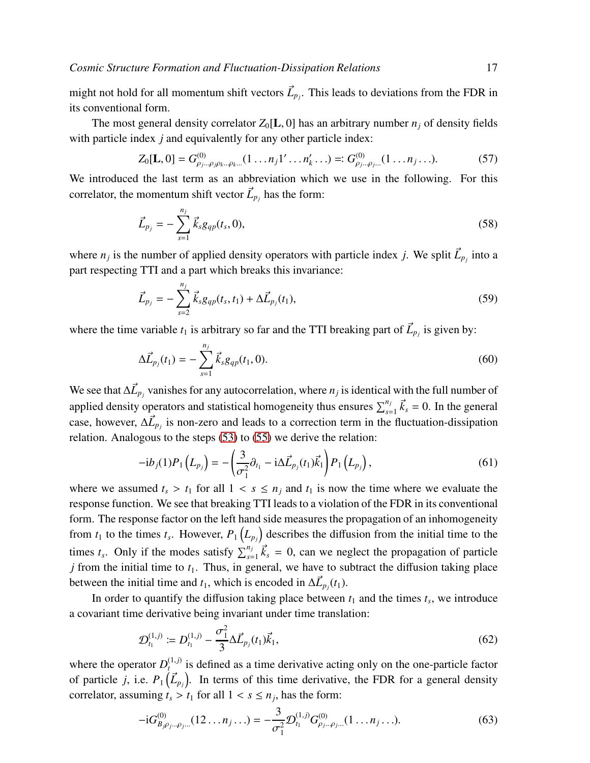might not hold for all momentum shift vectors $\vec{L}_{p_j}$. This leads to deviations from the FDR in its conventional form.

The most general density correlator $Z_0[\mathbf{L}, 0]$ has an arbitrary number $n_j$ of density fields with particle index $j$ and equivalently for any other particle index:

$$Z_0[\mathbf{L}, 0] = G^{(0)}_{\rho_j \ldots \rho_j \rho_k \ldots \rho_k \ldots}(1 \ldots n_j 1' \ldots n'_k \ldots) =: G^{(0)}_{\rho_j \ldots \rho_j \ldots}(1 \ldots n_j \ldots). \tag{57}$$

We introduced the last term as an abbreviation which we use in the following. For this correlator, the momentum shift vector $\vec{L}_{p_j}$ has the form:

$$\vec{L}_{p_j} = -\sum_{s=1}^{n_j} \vec{k}_s g_{qp}(t_s, 0), \tag{58}$$

where $n_j$ is the number of applied density operators with particle index $j$. We split $\vec{L}_{p_j}$ into a part respecting TTI and a part which breaks this invariance:

$$\vec{L}_{p_j} = -\sum_{s=2}^{n_j} \vec{k}_s g_{qp}(t_s, t_1) + \Delta \vec{L}_{p_j}(t_1), \tag{59}$$

where the time variable $t_1$ is arbitrary so far and the TTI breaking part of $\vec{L}_{p_j}$ is given by:

$$\Delta \vec{L}_{p_j}(t_1) = -\sum_{s=1}^{n_j} \vec{k}_s g_{qp}(t_1, 0). \tag{60}$$

We see that $\Delta \vec{L}_{p_j}$ vanishes for any autocorrelation, where $n_j$ is identical with the full number of applied density operators and statistical homogeneity thus ensures $\sum_{s=1}^{n_j} \vec{k}_s = 0$. In the general case, however, $\Delta \vec{L}_{p_j}$ is non-zero and leads to a correction term in the fluctuation-dissipation relation. Analogous to the steps (53) to (55) we derive the relation:

$$-\mathrm{i} b_j(1) P_1\left(L_{p_j}\right) = -\left(\frac{3}{\sigma_1^2}\partial_{t_1} - \mathrm{i}\Delta \vec{L}_{p_j}(t_1)\vec{k}_1\right) P_1\left(L_{p_j}\right), \tag{61}$$

where we assumed $t_s > t_1$ for all $1 < s \le n_j$ and $t_1$ is now the time where we evaluate the response function. We see that breaking TTI leads to a violation of the FDR in its conventional form. The response factor on the left hand side measures the propagation of an inhomogeneity from $t_1$ to the times $t_s$. However, $P_1\left(L_{p_j}\right)$ describes the diffusion from the initial time to the times $t_s$. Only if the modes satisfy $\sum_{s=1}^{n_j} \vec{k}_s = 0$, can we neglect the propagation of particle $j$ from the initial time to $t_1$. Thus, in general, we have to subtract the diffusion taking place between the initial time and $t_1$, which is encoded in $\Delta \vec{L}_{p_j}(t_1)$.

In order to quantify the diffusion taking place between $t_1$ and the times $t_s$, we introduce a covariant time derivative being invariant under time translation:

$$\mathcal{D}^{(1,j)}_{t_1} := D^{(1,j)}_{t_1} - \frac{\sigma_1^2}{3}\Delta \vec{L}_{p_j}(t_1)\vec{k}_1, \tag{62}$$

where the operator $D^{(1,j)}_t$ is defined as a time derivative acting only on the one-particle factor of particle $j$, i.e. $P_1\left(\vec{L}_{p_j}\right)$. In terms of this time derivative, the FDR for a general density correlator, assuming $t_s > t_1$ for all $1 < s \le n_j$, has the form:

$$-\mathrm{i} G^{(0)}_{B_j \rho_j \ldots \rho_j \ldots}(12 \ldots n_j \ldots) = -\frac{3}{\sigma_1^2}\mathcal{D}^{(1,j)}_{t_1} G^{(0)}_{\rho_j \ldots \rho_j \ldots}(1 \ldots n_j \ldots). \tag{63}$$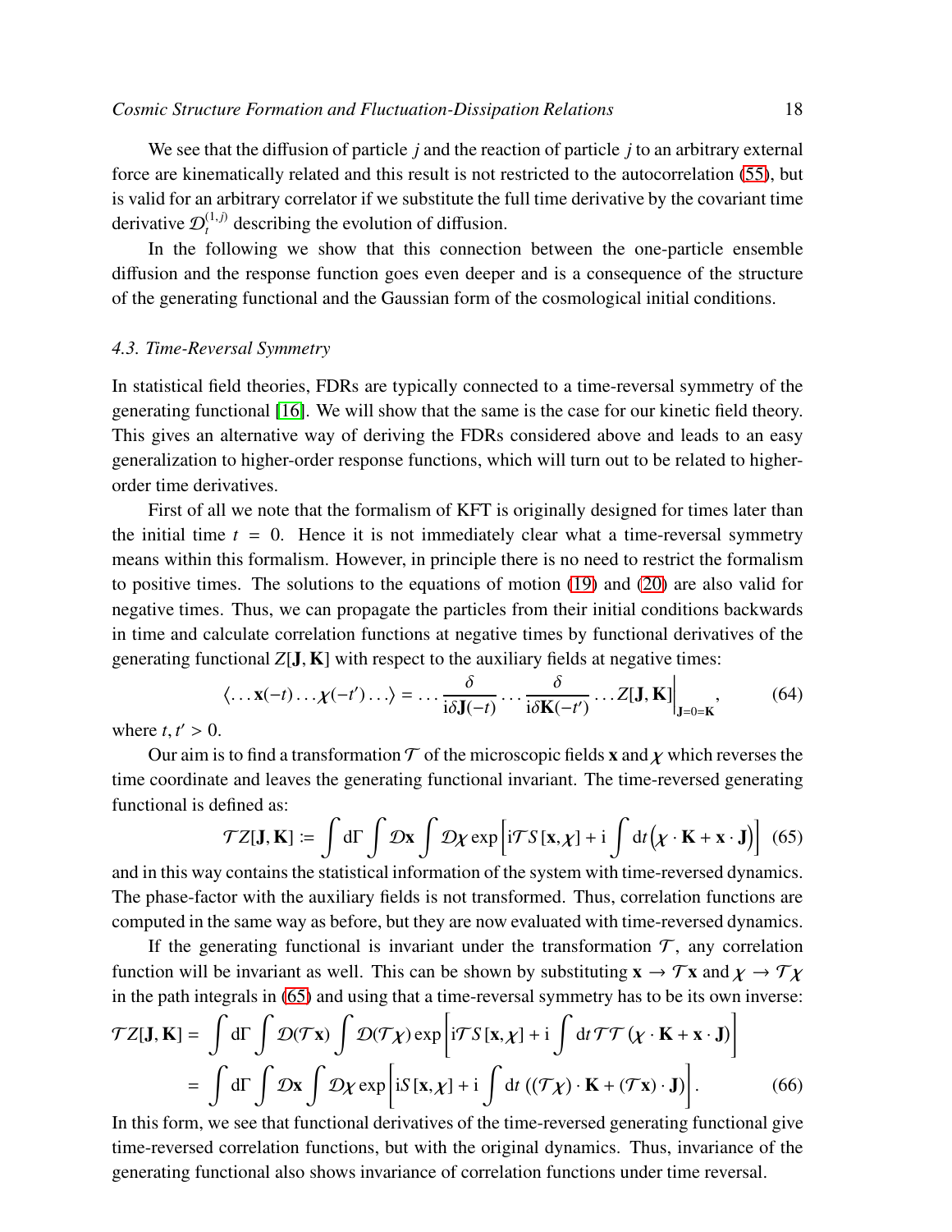We see that the diffusion of particle $j$ and the reaction of particle $j$ to an arbitrary external force are kinematically related and this result is not restricted to the autocorrelation (55), but is valid for an arbitrary correlator if we substitute the full time derivative by the covariant time derivative $\mathcal{D}_t^{(1,j)}$ describing the evolution of diffusion.

In the following we show that this connection between the one-particle ensemble diffusion and the response function goes even deeper and is a consequence of the structure of the generating functional and the Gaussian form of the cosmological initial conditions.

### 4.3. Time-Reversal Symmetry

In statistical field theories, FDRs are typically connected to a time-reversal symmetry of the generating functional [16]. We will show that the same is the case for our kinetic field theory. This gives an alternative way of deriving the FDRs considered above and leads to an easy generalization to higher-order response functions, which will turn out to be related to higher-order time derivatives.

First of all we note that the formalism of KFT is originally designed for times later than the initial time $t = 0$. Hence it is not immediately clear what a time-reversal symmetry means within this formalism. However, in principle there is no need to restrict the formalism to positive times. The solutions to the equations of motion (19) and (20) are also valid for negative times. Thus, we can propagate the particles from their initial conditions backwards in time and calculate correlation functions at negative times by functional derivatives of the generating functional $Z[\mathbf{J}, \mathbf{K}]$ with respect to the auxiliary fields at negative times:

$$
\langle \ldots \mathbf{x}(-t) \ldots \boldsymbol{\chi}(-t') \ldots \rangle = \ldots \frac{\delta}{\mathrm{i}\delta \mathbf{J}(-t)} \ldots \frac{\delta}{\mathrm{i}\delta \mathbf{K}(-t')} \ldots Z[\mathbf{J}, \mathbf{K}] \Big|_{\mathbf{J}=0=\mathbf{K}}, \tag{64}
$$

where $t, t' > 0$.

Our aim is to find a transformation $\mathcal{T}$ of the microscopic fields $\mathbf{x}$ and $\boldsymbol{\chi}$ which reverses the time coordinate and leaves the generating functional invariant. The time-reversed generating functional is defined as:

$$
\mathcal{T}Z[\mathbf{J}, \mathbf{K}] := \int \mathrm{d}\Gamma \int \mathcal{D}\mathbf{x} \int \mathcal{D}\boldsymbol{\chi} \exp\left[\mathrm{i}\mathcal{T}S[\mathbf{x}, \boldsymbol{\chi}] + \mathrm{i}\int \mathrm{d}t \big(\boldsymbol{\chi} \cdot \mathbf{K} + \mathbf{x} \cdot \mathbf{J}\big)\right] \tag{65}
$$

and in this way contains the statistical information of the system with time-reversed dynamics. The phase-factor with the auxiliary fields is not transformed. Thus, correlation functions are computed in the same way as before, but they are now evaluated with time-reversed dynamics.

If the generating functional is invariant under the transformation $\mathcal{T}$, any correlation function will be invariant as well. This can be shown by substituting $\mathbf{x} \to \mathcal{T}\mathbf{x}$ and $\boldsymbol{\chi} \to \mathcal{T}\boldsymbol{\chi}$ in the path integrals in (65) and using that a time-reversal symmetry has to be its own inverse:

$$
\begin{aligned}
\mathcal{T}Z[\mathbf{J}, \mathbf{K}] &= \int \mathrm{d}\Gamma \int \mathcal{D}(\mathcal{T}\mathbf{x}) \int \mathcal{D}(\mathcal{T}\boldsymbol{\chi}) \exp\left[\mathrm{i}\mathcal{T}S[\mathbf{x}, \boldsymbol{\chi}] + \mathrm{i}\int \mathrm{d}t\, \mathcal{T}\mathcal{T}\left(\boldsymbol{\chi} \cdot \mathbf{K} + \mathbf{x} \cdot \mathbf{J}\right)\right] \\
&= \int \mathrm{d}\Gamma \int \mathcal{D}\mathbf{x} \int \mathcal{D}\boldsymbol{\chi} \exp\left[\mathrm{i}S[\mathbf{x}, \boldsymbol{\chi}] + \mathrm{i}\int \mathrm{d}t\, \left((\mathcal{T}\boldsymbol{\chi}) \cdot \mathbf{K} + (\mathcal{T}\mathbf{x}) \cdot \mathbf{J}\right)\right].
\end{aligned} \tag{66}
$$

In this form, we see that functional derivatives of the time-reversed generating functional give time-reversed correlation functions, but with the original dynamics. Thus, invariance of the generating functional also shows invariance of correlation functions under time reversal.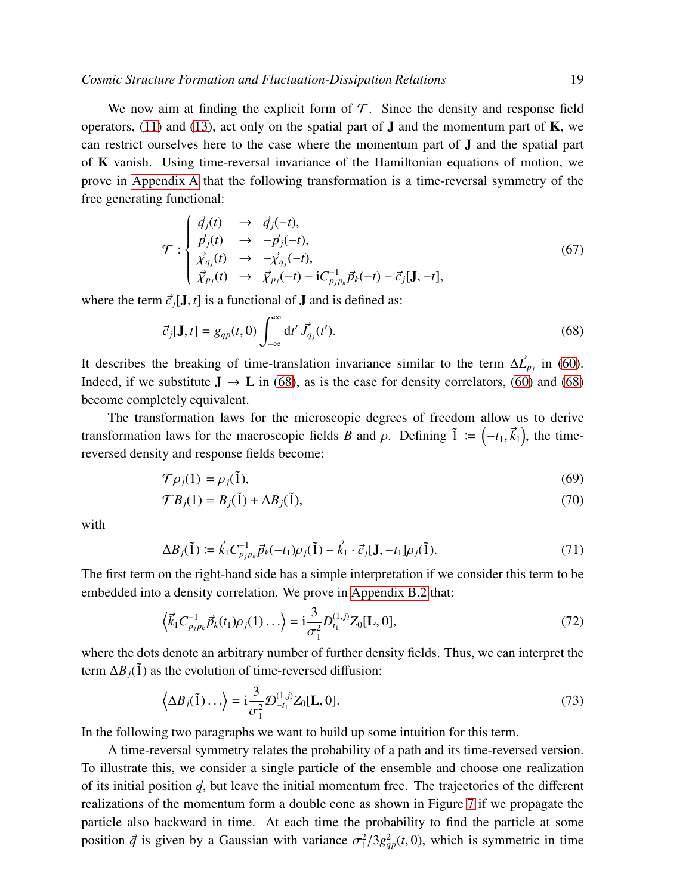We now aim at finding the explicit form of $\mathcal{T}$. Since the density and response field operators, (11) and (13), act only on the spatial part of $\mathbf{J}$ and the momentum part of $\mathbf{K}$, we can restrict ourselves here to the case where the momentum part of $\mathbf{J}$ and the spatial part of $\mathbf{K}$ vanish. Using time-reversal invariance of the Hamiltonian equations of motion, we prove in Appendix A that the following transformation is a time-reversal symmetry of the free generating functional:

$$
\mathcal{T}: \begin{cases} \vec{q}_j(t) & \rightarrow \quad \vec{q}_j(-t), \\ \vec{p}_j(t) & \rightarrow \quad -\vec{p}_j(-t), \\ \vec{\chi}_{q_j}(t) & \rightarrow \quad -\vec{\chi}_{q_j}(-t), \\ \vec{\chi}_{p_j}(t) & \rightarrow \quad \vec{\chi}_{p_j}(-t) - \mathrm{i}C^{-1}_{p_j p_k}\vec{p}_k(-t) - \vec{c}_j[\mathbf{J}, -t], \end{cases} \tag{67}
$$

where the term $\vec{c}_j[\mathbf{J}, t]$ is a functional of $\mathbf{J}$ and is defined as:

$$
\vec{c}_j[\mathbf{J}, t] = g_{qp}(t, 0) \int_{-\infty}^{\infty} \mathrm{d}t' \; \vec{J}_{q_j}(t'). \tag{68}
$$

It describes the breaking of time-translation invariance similar to the term $\Delta\vec{L}_{p_j}$ in (60). Indeed, if we substitute $\mathbf{J} \rightarrow \mathbf{L}$ in (68), as is the case for density correlators, (60) and (68) become completely equivalent.

The transformation laws for the microscopic degrees of freedom allow us to derive transformation laws for the macroscopic fields $B$ and $\rho$. Defining $\tilde{1} := \left(-t_1, \vec{k}_1\right)$, the time-reversed density and response fields become:

$$
\mathcal{T}\rho_j(1) = \rho_j(\tilde{1}), \tag{69}
$$

$$
\mathcal{T}B_j(1) = B_j(\tilde{1}) + \Delta B_j(\tilde{1}), \tag{70}
$$

with

$$
\Delta B_j(\tilde{1}) := \vec{k}_1 C^{-1}_{p_j p_k}\vec{p}_k(-t_1)\rho_j(\tilde{1}) - \vec{k}_1 \cdot \vec{c}_j[\mathbf{J}, -t_1]\rho_j(\tilde{1}). \tag{71}
$$

The first term on the right-hand side has a simple interpretation if we consider this term to be embedded into a density correlation. We prove in Appendix B.2 that:

$$
\left\langle \vec{k}_1 C^{-1}_{p_j p_k}\vec{p}_k(t_1)\rho_j(1)\ldots \right\rangle = \mathrm{i}\frac{3}{\sigma_1^2} D^{(1,j)}_{t_1} Z_0[\mathbf{L}, 0], \tag{72}
$$

where the dots denote an arbitrary number of further density fields. Thus, we can interpret the term $\Delta B_j(\tilde{1})$ as the evolution of time-reversed diffusion:

$$
\left\langle \Delta B_j(\tilde{1})\ldots \right\rangle = \mathrm{i}\frac{3}{\sigma_1^2} \mathcal{D}^{(1,j)}_{-t_1} Z_0[\mathbf{L}, 0]. \tag{73}
$$

In the following two paragraphs we want to build up some intuition for this term.

A time-reversal symmetry relates the probability of a path and its time-reversed version. To illustrate this, we consider a single particle of the ensemble and choose one realization of its initial position $\vec{q}$, but leave the initial momentum free. The trajectories of the different realizations of the momentum form a double cone as shown in Figure 7 if we propagate the particle also backward in time. At each time the probability to find the particle at some position $\vec{q}$ is given by a Gaussian with variance $\sigma_1^2/3g^2_{qp}(t, 0)$, which is symmetric in time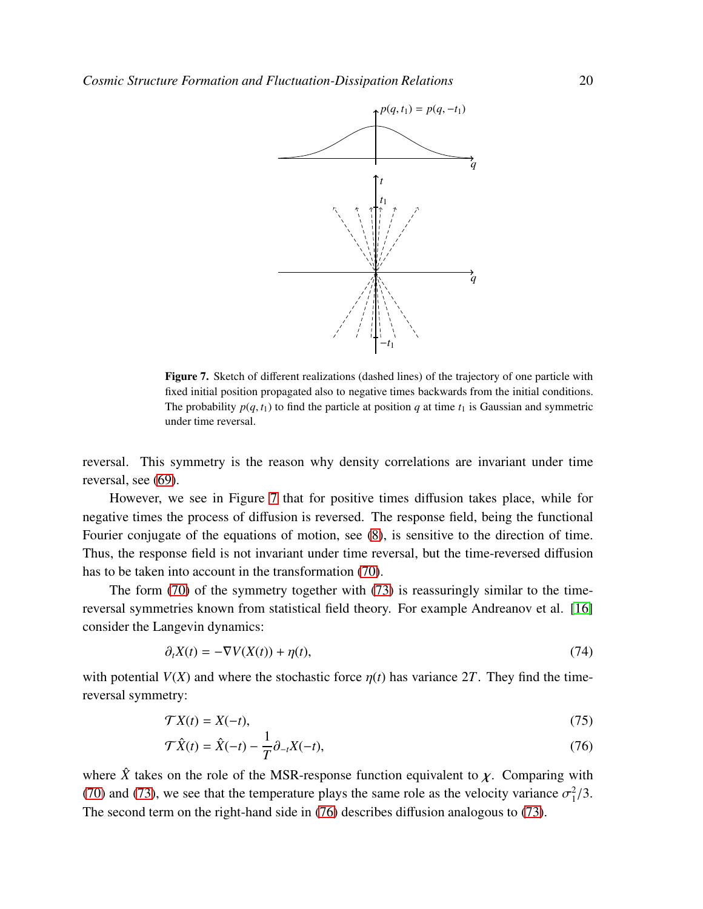Figure 7. Sketch of different realizations (dashed lines) of the trajectory of one particle with fixed initial position propagated also to negative times backwards from the initial conditions. The probability $p(q, t_1)$ to find the particle at position $q$ at time $t_1$ is Gaussian and symmetric under time reversal.

reversal. This symmetry is the reason why density correlations are invariant under time reversal, see (69).

However, we see in Figure 7 that for positive times diffusion takes place, while for negative times the process of diffusion is reversed. The response field, being the functional Fourier conjugate of the equations of motion, see (8), is sensitive to the direction of time. Thus, the response field is not invariant under time reversal, but the time-reversed diffusion has to be taken into account in the transformation (70).

The form (70) of the symmetry together with (73) is reassuringly similar to the time-reversal symmetries known from statistical field theory. For example Andreanov et al. [16] consider the Langevin dynamics:

$$\partial_t X(t) = -\nabla V(X(t)) + \eta(t), \tag{74}$$

with potential $V(X)$ and where the stochastic force $\eta(t)$ has variance $2T$. They find the time-reversal symmetry:

$$\mathcal{T} X(t) = X(-t), \tag{75}$$

$$\mathcal{T} \hat{X}(t) = \hat{X}(-t) - \frac{1}{T}\partial_{-t} X(-t), \tag{76}$$

where $\hat{X}$ takes on the role of the MSR-response function equivalent to $\chi$. Comparing with (70) and (73), we see that the temperature plays the same role as the velocity variance $\sigma_1^2/3$. The second term on the right-hand side in (76) describes diffusion analogous to (73).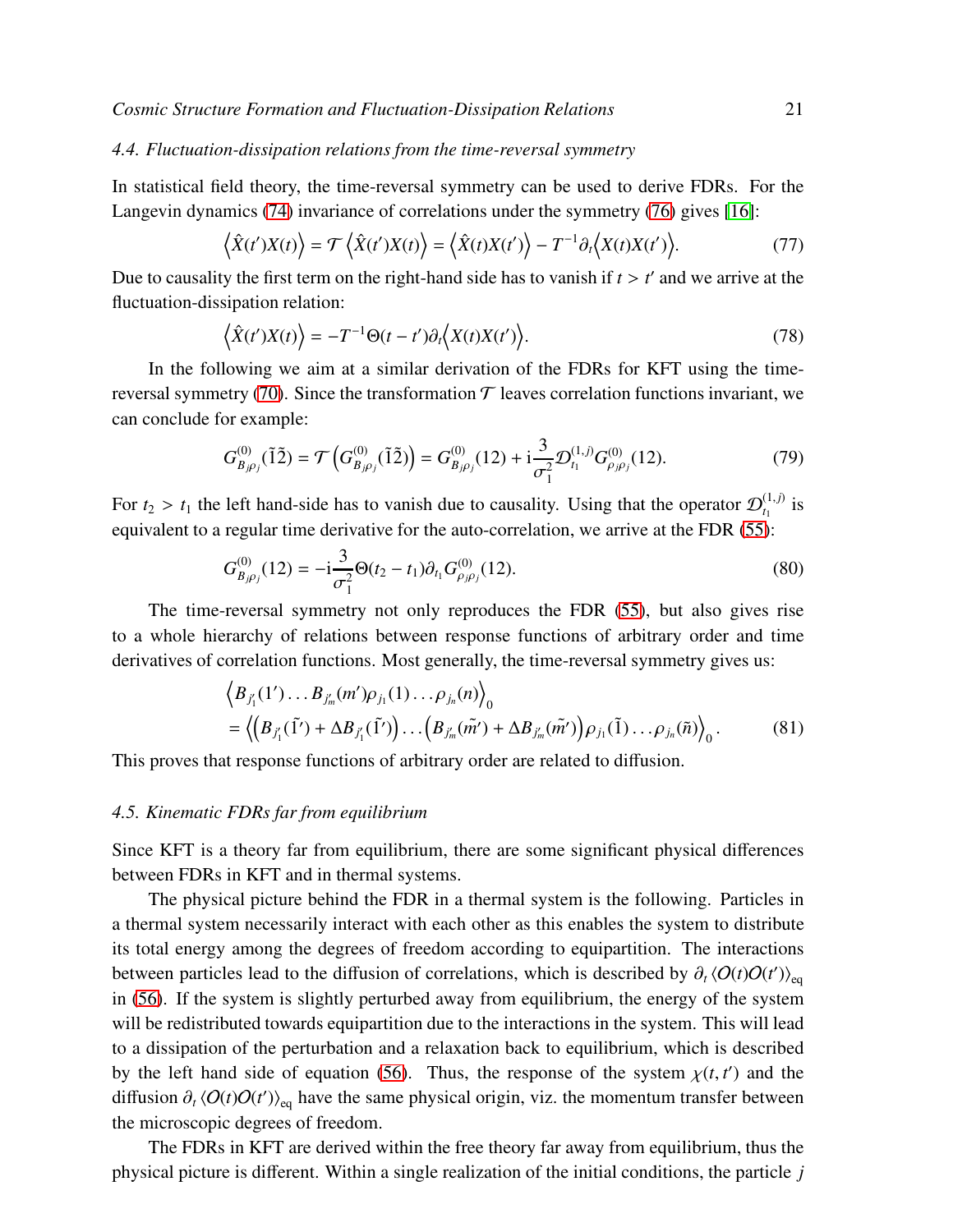### 4.4. Fluctuation-dissipation relations from the time-reversal symmetry

In statistical field theory, the time-reversal symmetry can be used to derive FDRs. For the Langevin dynamics (74) invariance of correlations under the symmetry (76) gives [16]:

$$\left\langle \hat{X}(t')X(t)\right\rangle = \mathcal{T}\left\langle \hat{X}(t')X(t)\right\rangle = \left\langle \hat{X}(t)X(t')\right\rangle - T^{-1}\partial_t\left\langle X(t)X(t')\right\rangle. \tag{77}$$

Due to causality the first term on the right-hand side has to vanish if $t > t'$ and we arrive at the fluctuation-dissipation relation:

$$\left\langle \hat{X}(t')X(t)\right\rangle = -T^{-1}\Theta(t-t')\partial_t\left\langle X(t)X(t')\right\rangle. \tag{78}$$

In the following we aim at a similar derivation of the FDRs for KFT using the time-reversal symmetry (70). Since the transformation $\mathcal{T}$ leaves correlation functions invariant, we can conclude for example:

$$G^{(0)}_{B_j\rho_j}(\tilde{1}\tilde{2}) = \mathcal{T}\left(G^{(0)}_{B_j\rho_j}(\tilde{1}\tilde{2})\right) = G^{(0)}_{B_j\rho_j}(12) + \mathrm{i}\frac{3}{\sigma_1^2}\mathcal{D}^{(1,j)}_{t_1}G^{(0)}_{\rho_j\rho_j}(12). \tag{79}$$

For $t_2 > t_1$ the left hand-side has to vanish due to causality. Using that the operator $\mathcal{D}^{(1,j)}_{t_1}$ is equivalent to a regular time derivative for the auto-correlation, we arrive at the FDR (55):

$$G^{(0)}_{B_j\rho_j}(12) = -\mathrm{i}\frac{3}{\sigma_1^2}\Theta(t_2-t_1)\partial_{t_1}G^{(0)}_{\rho_j\rho_j}(12). \tag{80}$$

The time-reversal symmetry not only reproduces the FDR (55), but also gives rise to a whole hierarchy of relations between response functions of arbitrary order and time derivatives of correlation functions. Most generally, the time-reversal symmetry gives us:

$$\begin{aligned}
&\left\langle B_{j'_1}(1')\ldots B_{j'_m}(m')\rho_{j_1}(1)\ldots\rho_{j_n}(n)\right\rangle_0 \\
&= \left\langle\left(B_{j'_1}(\tilde{1}') + \Delta B_{j'_1}(\tilde{1}')\right)\ldots\left(B_{j'_m}(\tilde{m}') + \Delta B_{j'_m}(\tilde{m}')\right)\rho_{j_1}(\tilde{1})\ldots\rho_{j_n}(\tilde{n})\right\rangle_0.
\end{aligned} \tag{81}$$

This proves that response functions of arbitrary order are related to diffusion.

### 4.5. Kinematic FDRs far from equilibrium

Since KFT is a theory far from equilibrium, there are some significant physical differences between FDRs in KFT and in thermal systems.

The physical picture behind the FDR in a thermal system is the following. Particles in a thermal system necessarily interact with each other as this enables the system to distribute its total energy among the degrees of freedom according to equipartition. The interactions between particles lead to the diffusion of correlations, which is described by $\partial_t\langle O(t)O(t')\rangle_{\mathrm{eq}}$ in (56). If the system is slightly perturbed away from equilibrium, the energy of the system will be redistributed towards equipartition due to the interactions in the system. This will lead to a dissipation of the perturbation and a relaxation back to equilibrium, which is described by the left hand side of equation (56). Thus, the response of the system $\chi(t,t')$ and the diffusion $\partial_t\langle O(t)O(t')\rangle_{\mathrm{eq}}$ have the same physical origin, viz. the momentum transfer between the microscopic degrees of freedom.

The FDRs in KFT are derived within the free theory far away from equilibrium, thus the physical picture is different. Within a single realization of the initial conditions, the particle $j$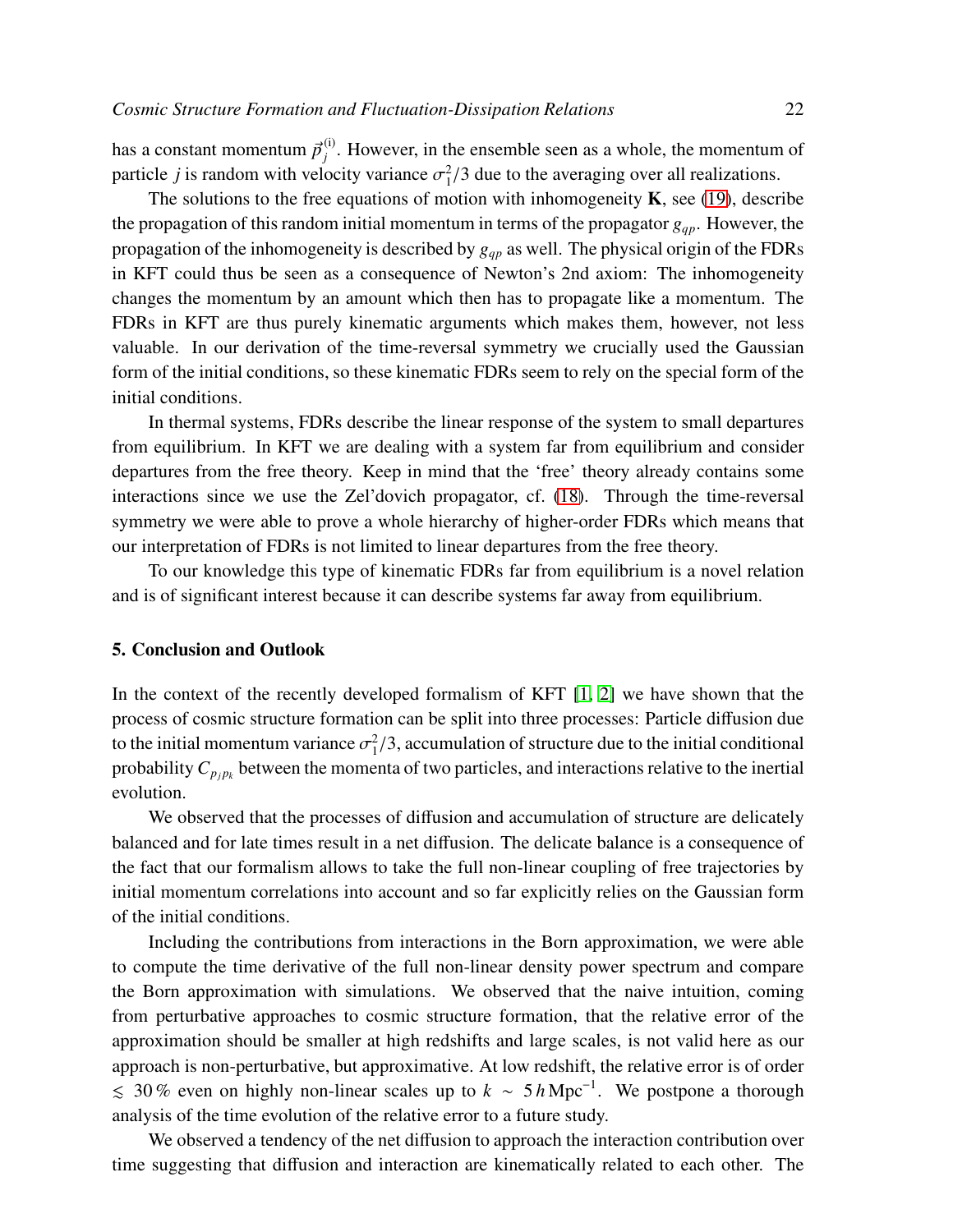has a constant momentum $\vec{p}_j^{(\mathrm{i})}$. However, in the ensemble seen as a whole, the momentum of particle $j$ is random with velocity variance $\sigma_1^2/3$ due to the averaging over all realizations.

The solutions to the free equations of motion with inhomogeneity $\mathbf{K}$, see (19), describe the propagation of this random initial momentum in terms of the propagator $g_{qp}$. However, the propagation of the inhomogeneity is described by $g_{qp}$ as well. The physical origin of the FDRs in KFT could thus be seen as a consequence of Newton's 2nd axiom: The inhomogeneity changes the momentum by an amount which then has to propagate like a momentum. The FDRs in KFT are thus purely kinematic arguments which makes them, however, not less valuable. In our derivation of the time-reversal symmetry we crucially used the Gaussian form of the initial conditions, so these kinematic FDRs seem to rely on the special form of the initial conditions.

In thermal systems, FDRs describe the linear response of the system to small departures from equilibrium. In KFT we are dealing with a system far from equilibrium and consider departures from the free theory. Keep in mind that the 'free' theory already contains some interactions since we use the Zel'dovich propagator, cf. (18). Through the time-reversal symmetry we were able to prove a whole hierarchy of higher-order FDRs which means that our interpretation of FDRs is not limited to linear departures from the free theory.

To our knowledge this type of kinematic FDRs far from equilibrium is a novel relation and is of significant interest because it can describe systems far away from equilibrium.

## 5. Conclusion and Outlook

In the context of the recently developed formalism of KFT [1, 2] we have shown that the process of cosmic structure formation can be split into three processes: Particle diffusion due to the initial momentum variance $\sigma_1^2/3$, accumulation of structure due to the initial conditional probability $C_{p_j p_k}$ between the momenta of two particles, and interactions relative to the inertial evolution.

We observed that the processes of diffusion and accumulation of structure are delicately balanced and for late times result in a net diffusion. The delicate balance is a consequence of the fact that our formalism allows to take the full non-linear coupling of free trajectories by initial momentum correlations into account and so far explicitly relies on the Gaussian form of the initial conditions.

Including the contributions from interactions in the Born approximation, we were able to compute the time derivative of the full non-linear density power spectrum and compare the Born approximation with simulations. We observed that the naive intuition, coming from perturbative approaches to cosmic structure formation, that the relative error of the approximation should be smaller at high redshifts and large scales, is not valid here as our approach is non-perturbative, but approximative. At low redshift, the relative error is of order $\lesssim 30\,\%$ even on highly non-linear scales up to $k \sim 5\,h\,\mathrm{Mpc}^{-1}$. We postpone a thorough analysis of the time evolution of the relative error to a future study.

We observed a tendency of the net diffusion to approach the interaction contribution over time suggesting that diffusion and interaction are kinematically related to each other. The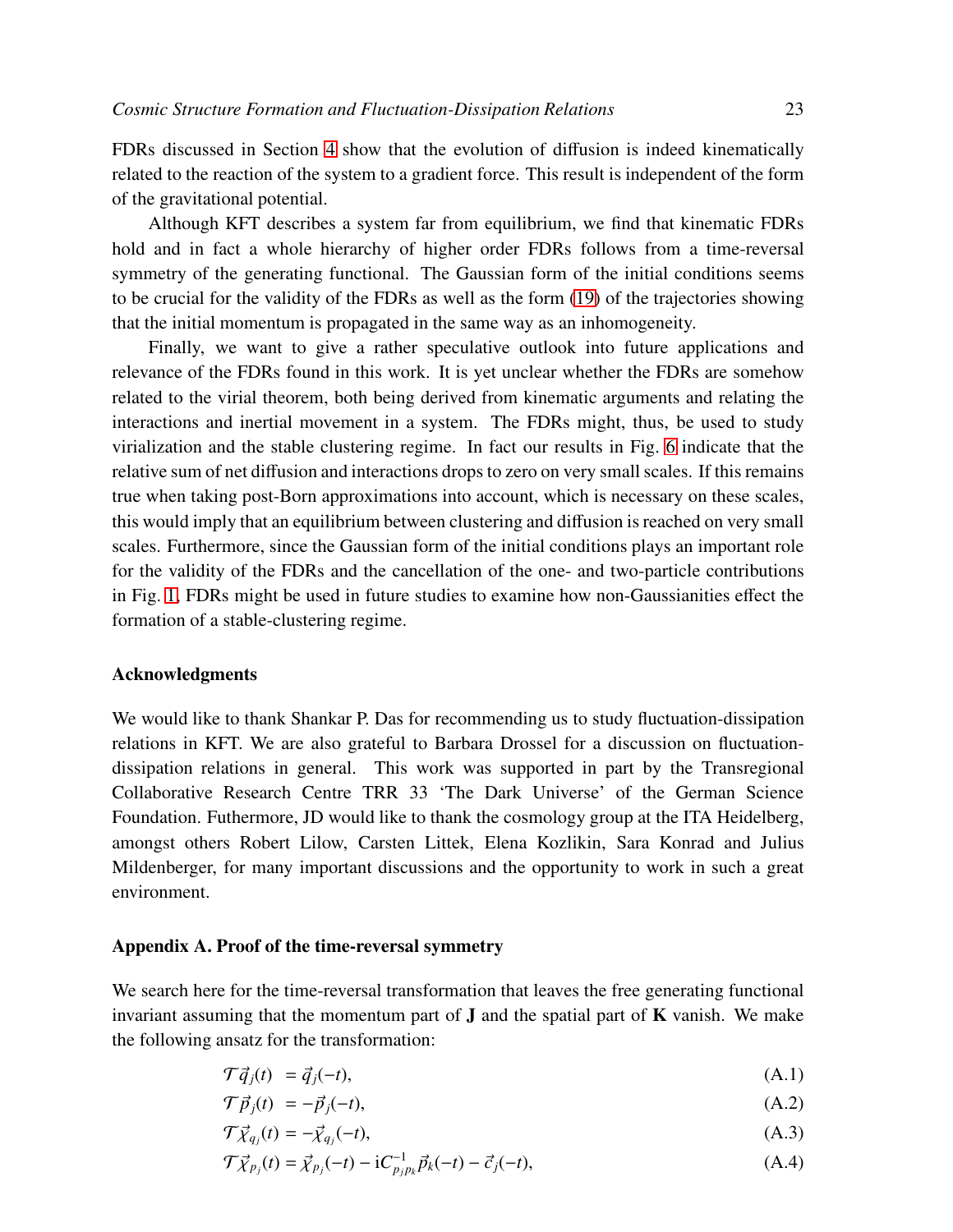FDRs discussed in Section 4 show that the evolution of diffusion is indeed kinematically related to the reaction of the system to a gradient force. This result is independent of the form of the gravitational potential.

Although KFT describes a system far from equilibrium, we find that kinematic FDRs hold and in fact a whole hierarchy of higher order FDRs follows from a time-reversal symmetry of the generating functional. The Gaussian form of the initial conditions seems to be crucial for the validity of the FDRs as well as the form (19) of the trajectories showing that the initial momentum is propagated in the same way as an inhomogeneity.

Finally, we want to give a rather speculative outlook into future applications and relevance of the FDRs found in this work. It is yet unclear whether the FDRs are somehow related to the virial theorem, both being derived from kinematic arguments and relating the interactions and inertial movement in a system. The FDRs might, thus, be used to study virialization and the stable clustering regime. In fact our results in Fig. 6 indicate that the relative sum of net diffusion and interactions drops to zero on very small scales. If this remains true when taking post-Born approximations into account, which is necessary on these scales, this would imply that an equilibrium between clustering and diffusion is reached on very small scales. Furthermore, since the Gaussian form of the initial conditions plays an important role for the validity of the FDRs and the cancellation of the one- and two-particle contributions in Fig. 1, FDRs might be used in future studies to examine how non-Gaussianities effect the formation of a stable-clustering regime.

### Acknowledgments

We would like to thank Shankar P. Das for recommending us to study fluctuation-dissipation relations in KFT. We are also grateful to Barbara Drossel for a discussion on fluctuation-dissipation relations in general. This work was supported in part by the Transregional Collaborative Research Centre TRR 33 'The Dark Universe' of the German Science Foundation. Futhermore, JD would like to thank the cosmology group at the ITA Heidelberg, amongst others Robert Lilow, Carsten Littek, Elena Kozlikin, Sara Konrad and Julius Mildenberger, for many important discussions and the opportunity to work in such a great environment.

### Appendix A. Proof of the time-reversal symmetry

We search here for the time-reversal transformation that leaves the free generating functional invariant assuming that the momentum part of $\mathbf{J}$ and the spatial part of $\mathbf{K}$ vanish. We make the following ansatz for the transformation:

$$\mathcal{T}\vec{q}_j(t) = \vec{q}_j(-t), \tag{A.1}$$

$$\mathcal{T}\vec{p}_j(t) = -\vec{p}_j(-t), \tag{A.2}$$

$$\mathcal{T}\vec{\chi}_{q_j}(t) = -\vec{\chi}_{q_j}(-t), \tag{A.3}$$

$$\mathcal{T}\vec{\chi}_{p_j}(t) = \vec{\chi}_{p_j}(-t) - \mathrm{i}C^{-1}_{p_j p_k}\vec{p}_k(-t) - \vec{c}_j(-t), \tag{A.4}$$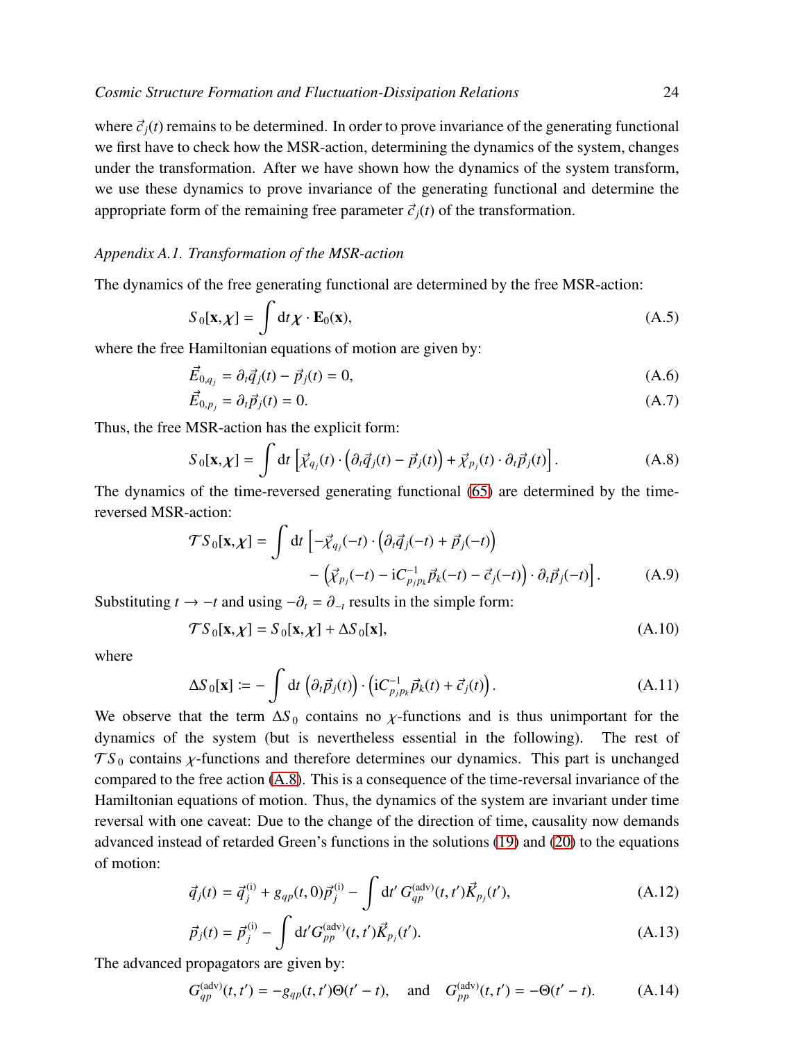where $\vec{c}_j(t)$ remains to be determined. In order to prove invariance of the generating functional we first have to check how the MSR-action, determining the dynamics of the system, changes under the transformation. After we have shown how the dynamics of the system transform, we use these dynamics to prove invariance of the generating functional and determine the appropriate form of the remaining free parameter $\vec{c}_j(t)$ of the transformation.

### *Appendix A.1. Transformation of the MSR-action*

The dynamics of the free generating functional are determined by the free MSR-action:

$$S_0[\mathbf{x},\boldsymbol{\chi}] = \int \mathrm{d}t\, \boldsymbol{\chi} \cdot \mathbf{E}_0(\mathbf{x}), \tag{A.5}$$

where the free Hamiltonian equations of motion are given by:

$$\vec{E}_{0,q_j} = \partial_t \vec{q}_j(t) - \vec{p}_j(t) = 0, \tag{A.6}$$

$$\vec{E}_{0,p_j} = \partial_t \vec{p}_j(t) = 0. \tag{A.7}$$

Thus, the free MSR-action has the explicit form:

$$S_0[\mathbf{x},\boldsymbol{\chi}] = \int \mathrm{d}t \left[\vec{\chi}_{q_j}(t) \cdot \left(\partial_t \vec{q}_j(t) - \vec{p}_j(t)\right) + \vec{\chi}_{p_j}(t) \cdot \partial_t \vec{p}_j(t)\right]. \tag{A.8}$$

The dynamics of the time-reversed generating functional (65) are determined by the time-reversed MSR-action:

$$\begin{aligned}\mathcal{T} S_0[\mathbf{x},\boldsymbol{\chi}] = \int \mathrm{d}t \Big[ &-\vec{\chi}_{q_j}(-t) \cdot \left(\partial_t \vec{q}_j(-t) + \vec{p}_j(-t)\right) \\ &- \left(\vec{\chi}_{p_j}(-t) - \mathrm{i} C^{-1}_{p_j p_k} \vec{p}_k(-t) - \vec{c}_j(-t)\right) \cdot \partial_t \vec{p}_j(-t)\Big].\end{aligned} \tag{A.9}$$

Substituting $t \to -t$ and using $-\partial_t = \partial_{-t}$ results in the simple form:

$$\mathcal{T} S_0[\mathbf{x},\boldsymbol{\chi}] = S_0[\mathbf{x},\boldsymbol{\chi}] + \Delta S_0[\mathbf{x}], \tag{A.10}$$

where

$$\Delta S_0[\mathbf{x}] := -\int \mathrm{d}t \left(\partial_t \vec{p}_j(t)\right) \cdot \left(\mathrm{i} C^{-1}_{p_j p_k} \vec{p}_k(t) + \vec{c}_j(t)\right). \tag{A.11}$$

We observe that the term $\Delta S_0$ contains no $\chi$-functions and is thus unimportant for the dynamics of the system (but is nevertheless essential in the following). The rest of $\mathcal{T} S_0$ contains $\chi$-functions and therefore determines our dynamics. This part is unchanged compared to the free action (A.8). This is a consequence of the time-reversal invariance of the Hamiltonian equations of motion. Thus, the dynamics of the system are invariant under time reversal with one caveat: Due to the change of the direction of time, causality now demands advanced instead of retarded Green's functions in the solutions (19) and (20) to the equations of motion:

$$\vec{q}_j(t) = \vec{q}^{\,(\mathrm{i})}_j + g_{qp}(t,0)\vec{p}^{\,(\mathrm{i})}_j - \int \mathrm{d}t'\, G^{(\mathrm{adv})}_{qp}(t,t')\vec{K}_{p_j}(t'), \tag{A.12}$$

$$\vec{p}_j(t) = \vec{p}^{\,(\mathrm{i})}_j - \int \mathrm{d}t' G^{(\mathrm{adv})}_{pp}(t,t')\vec{K}_{p_j}(t'). \tag{A.13}$$

The advanced propagators are given by:

$$G^{(\mathrm{adv})}_{qp}(t,t') = -g_{qp}(t,t')\Theta(t'-t), \quad \text{and} \quad G^{(\mathrm{adv})}_{pp}(t,t') = -\Theta(t'-t). \tag{A.14}$$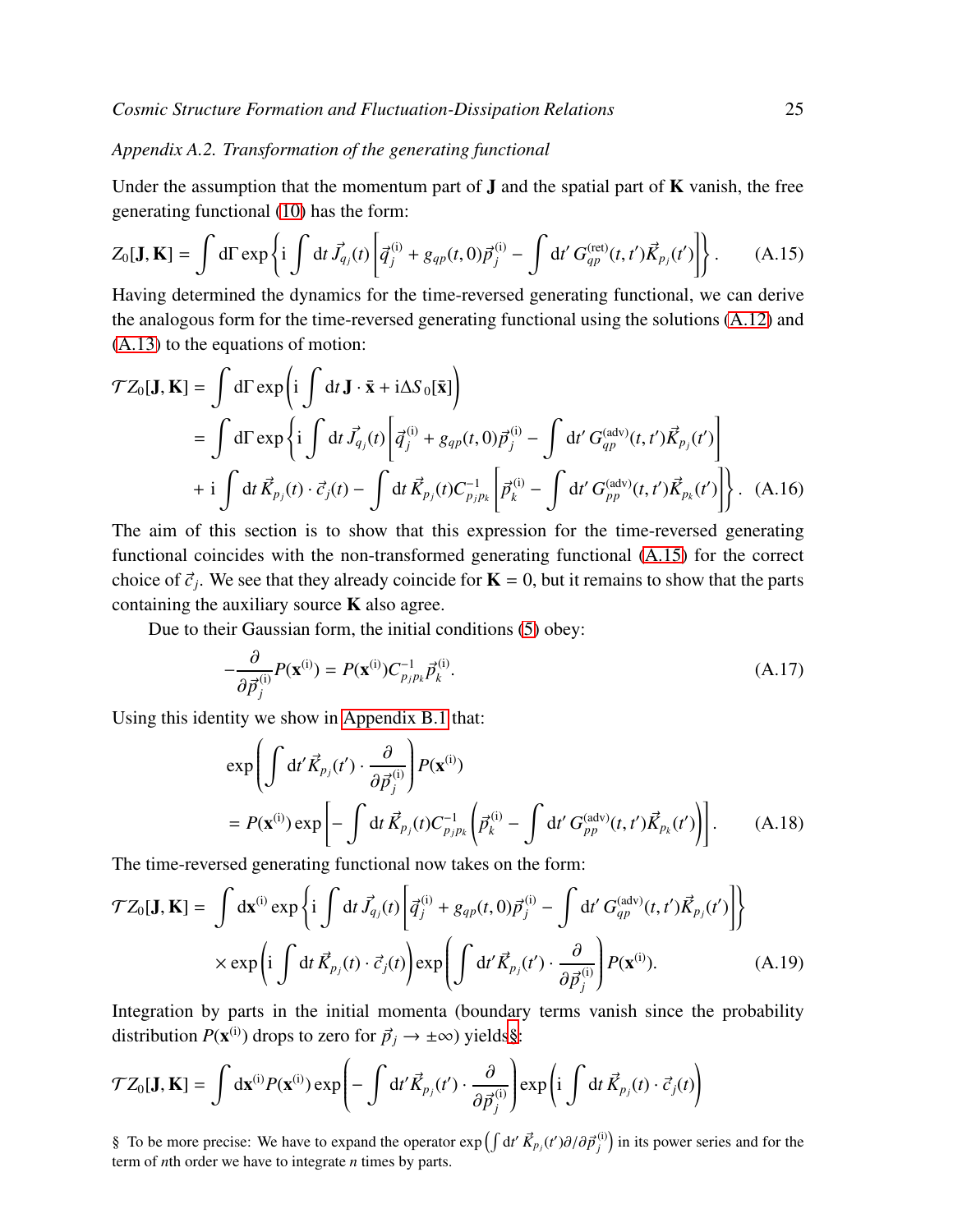*Appendix A.2. Transformation of the generating functional*

Under the assumption that the momentum part of $\mathbf{J}$ and the spatial part of $\mathbf{K}$ vanish, the free generating functional (10) has the form:

$$
Z_0[\mathbf{J},\mathbf{K}] = \int \mathrm{d}\Gamma \exp\left\{\mathrm{i}\int \mathrm{d}t\, \vec{J}_{q_j}(t)\left[\vec{q}_j^{\,(\mathrm{i})} + g_{qp}(t,0)\vec{p}_j^{\,(\mathrm{i})} - \int \mathrm{d}t'\, G_{qp}^{(\mathrm{ret})}(t,t')\vec{K}_{p_j}(t')\right]\right\}. \qquad \text{(A.15)}
$$

Having determined the dynamics for the time-reversed generating functional, we can derive the analogous form for the time-reversed generating functional using the solutions (A.12) and (A.13) to the equations of motion:

$$
\begin{aligned}
\mathcal{T}Z_0[\mathbf{J},\mathbf{K}] &= \int \mathrm{d}\Gamma \exp\left(\mathrm{i}\int \mathrm{d}t\, \mathbf{J}\cdot\bar{\mathbf{x}} + \mathrm{i}\Delta S_0[\bar{\mathbf{x}}]\right) \\
&= \int \mathrm{d}\Gamma \exp\left\{\mathrm{i}\int \mathrm{d}t\, \vec{J}_{q_j}(t)\left[\vec{q}_j^{\,(\mathrm{i})} + g_{qp}(t,0)\vec{p}_j^{\,(\mathrm{i})} - \int \mathrm{d}t'\, G_{qp}^{(\mathrm{adv})}(t,t')\vec{K}_{p_j}(t')\right]\right. \\
&\quad \left. + \mathrm{i}\int \mathrm{d}t\, \vec{K}_{p_j}(t)\cdot\vec{c}_j(t) - \int \mathrm{d}t\, \vec{K}_{p_j}(t) C^{-1}_{p_j p_k}\left[\vec{p}_k^{\,(\mathrm{i})} - \int \mathrm{d}t'\, G_{pp}^{(\mathrm{adv})}(t,t')\vec{K}_{p_k}(t')\right]\right\}. \qquad \text{(A.16)}
\end{aligned}
$$

The aim of this section is to show that this expression for the time-reversed generating functional coincides with the non-transformed generating functional (A.15) for the correct choice of $\vec{c}_j$. We see that they already coincide for $\mathbf{K}=0$, but it remains to show that the parts containing the auxiliary source $\mathbf{K}$ also agree.

Due to their Gaussian form, the initial conditions (5) obey:

$$
-\frac{\partial}{\partial \vec{p}_j^{\,(\mathrm{i})}} P(\mathbf{x}^{(\mathrm{i})}) = P(\mathbf{x}^{(\mathrm{i})}) C^{-1}_{p_j p_k}\vec{p}_k^{\,(\mathrm{i})}. \qquad \text{(A.17)}
$$

Using this identity we show in Appendix B.1 that:

$$
\begin{aligned}
&\exp\left(\int \mathrm{d}t'\, \vec{K}_{p_j}(t')\cdot\frac{\partial}{\partial \vec{p}_j^{\,(\mathrm{i})}}\right) P(\mathbf{x}^{(\mathrm{i})}) \\
&= P(\mathbf{x}^{(\mathrm{i})}) \exp\left[-\int \mathrm{d}t\, \vec{K}_{p_j}(t) C^{-1}_{p_j p_k}\left(\vec{p}_k^{\,(\mathrm{i})} - \int \mathrm{d}t'\, G_{pp}^{(\mathrm{adv})}(t,t')\vec{K}_{p_k}(t')\right)\right]. \qquad \text{(A.18)}
\end{aligned}
$$

The time-reversed generating functional now takes on the form:

$$
\begin{aligned}
\mathcal{T}Z_0[\mathbf{J},\mathbf{K}] = &\int \mathrm{d}\mathbf{x}^{(\mathrm{i})} \exp\left\{\mathrm{i}\int \mathrm{d}t\, \vec{J}_{q_j}(t)\left[\vec{q}_j^{\,(\mathrm{i})} + g_{qp}(t,0)\vec{p}_j^{\,(\mathrm{i})} - \int \mathrm{d}t'\, G_{qp}^{(\mathrm{adv})}(t,t')\vec{K}_{p_j}(t')\right]\right\} \\
&\times \exp\left(\mathrm{i}\int \mathrm{d}t\, \vec{K}_{p_j}(t)\cdot\vec{c}_j(t)\right) \exp\left(\int \mathrm{d}t'\, \vec{K}_{p_j}(t')\cdot\frac{\partial}{\partial \vec{p}_j^{\,(\mathrm{i})}}\right) P(\mathbf{x}^{(\mathrm{i})}). \qquad \text{(A.19)}
\end{aligned}
$$

Integration by parts in the initial momenta (boundary terms vanish since the probability distribution $P(\mathbf{x}^{(\mathrm{i})})$ drops to zero for $\vec{p}_j \to \pm\infty$) yields§:

$$
\mathcal{T}Z_0[\mathbf{J},\mathbf{K}] = \int \mathrm{d}\mathbf{x}^{(\mathrm{i})} P(\mathbf{x}^{(\mathrm{i})}) \exp\left(-\int \mathrm{d}t'\, \vec{K}_{p_j}(t')\cdot\frac{\partial}{\partial \vec{p}_j^{\,(\mathrm{i})}}\right) \exp\left(\mathrm{i}\int \mathrm{d}t\, \vec{K}_{p_j}(t)\cdot\vec{c}_j(t)\right)
$$

§ To be more precise: We have to expand the operator $\exp\left(\int \mathrm{d}t'\, \vec{K}_{p_j}(t')\partial/\partial\vec{p}_j^{\,(\mathrm{i})}\right)$ in its power series and for the term of $n$th order we have to integrate $n$ times by parts.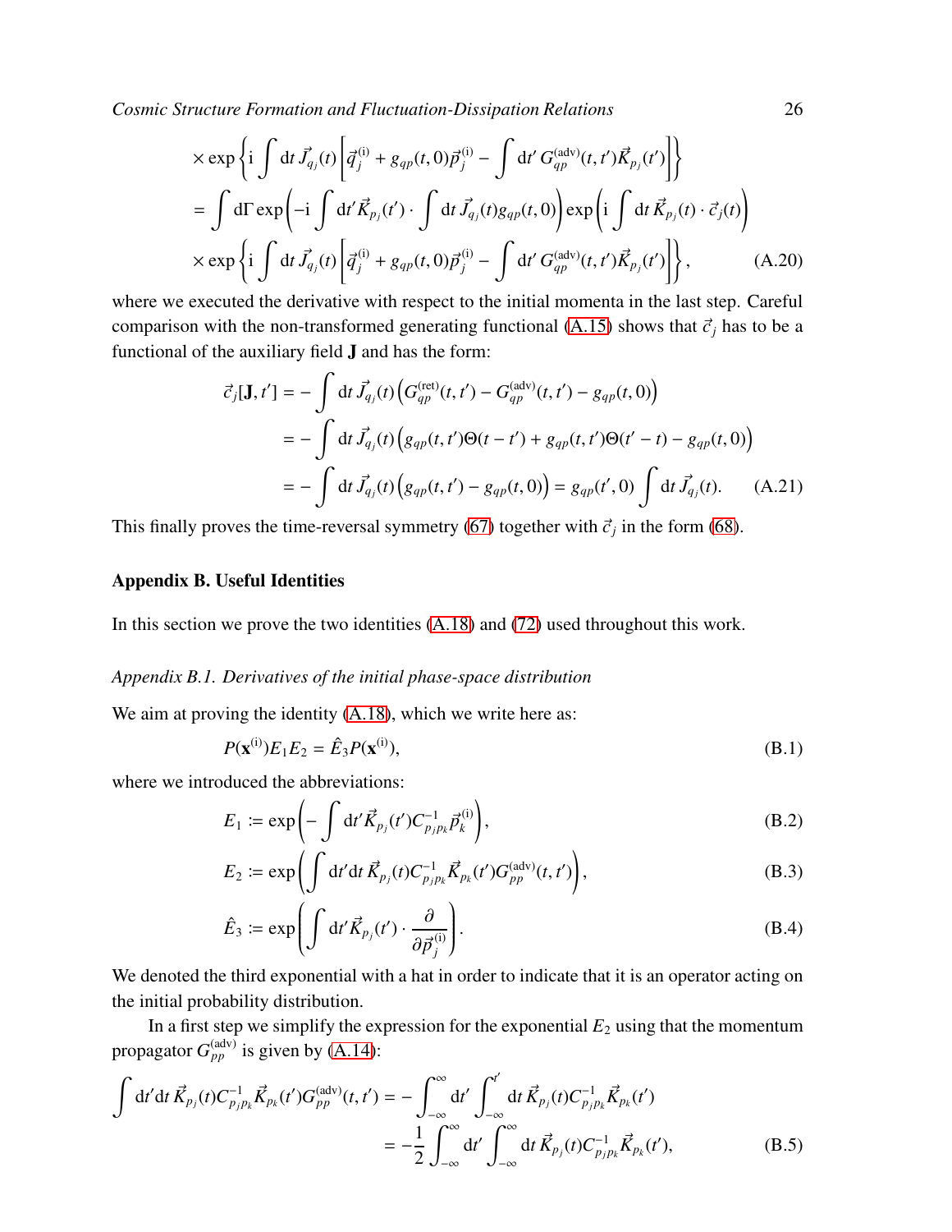$$
\times \exp\left\{ \mathrm{i} \int \mathrm{d}t\, \vec{J}_{q_j}(t) \left[ \vec{q}_j^{\,(\mathrm{i})} + g_{qp}(t,0)\vec{p}_j^{\,(\mathrm{i})} - \int \mathrm{d}t'\, G_{qp}^{(\mathrm{adv})}(t,t')\vec{K}_{p_j}(t') \right] \right\}
$$

$$
= \int \mathrm{d}\Gamma \exp\left( -\mathrm{i} \int \mathrm{d}t' \vec{K}_{p_j}(t') \cdot \int \mathrm{d}t\, \vec{J}_{q_j}(t) g_{qp}(t,0) \right) \exp\left( \mathrm{i} \int \mathrm{d}t\, \vec{K}_{p_j}(t) \cdot \vec{c}_j(t) \right)
$$

$$
\times \exp\left\{ \mathrm{i} \int \mathrm{d}t\, \vec{J}_{q_j}(t) \left[ \vec{q}_j^{\,(\mathrm{i})} + g_{qp}(t,0)\vec{p}_j^{\,(\mathrm{i})} - \int \mathrm{d}t'\, G_{qp}^{(\mathrm{adv})}(t,t')\vec{K}_{p_j}(t') \right] \right\}, \tag{A.20}
$$

where we executed the derivative with respect to the initial momenta in the last step. Careful comparison with the non-transformed generating functional (A.15) shows that $\vec{c}_j$ has to be a functional of the auxiliary field $\mathbf{J}$ and has the form:

$$
\begin{aligned}
\vec{c}_j[\mathbf{J}, t'] &= -\int \mathrm{d}t\, \vec{J}_{q_j}(t) \left( G_{qp}^{(\mathrm{ret})}(t,t') - G_{qp}^{(\mathrm{adv})}(t,t') - g_{qp}(t,0) \right) \\
&= -\int \mathrm{d}t\, \vec{J}_{q_j}(t) \left( g_{qp}(t,t')\Theta(t-t') + g_{qp}(t,t')\Theta(t'-t) - g_{qp}(t,0) \right) \\
&= -\int \mathrm{d}t\, \vec{J}_{q_j}(t) \left( g_{qp}(t,t') - g_{qp}(t,0) \right) = g_{qp}(t',0) \int \mathrm{d}t\, \vec{J}_{q_j}(t).
\end{aligned} \tag{A.21}
$$

This finally proves the time-reversal symmetry (67) together with $\vec{c}_j$ in the form (68).

## Appendix B. Useful Identities

In this section we prove the two identities (A.18) and (72) used throughout this work.

### *Appendix B.1. Derivatives of the initial phase-space distribution*

We aim at proving the identity (A.18), which we write here as:

$$
P(\mathbf{x}^{(\mathrm{i})}) E_1 E_2 = \hat{E}_3 P(\mathbf{x}^{(\mathrm{i})}), \tag{B.1}
$$

where we introduced the abbreviations:

$$
E_1 := \exp\left( -\int \mathrm{d}t' \vec{K}_{p_j}(t') C^{-1}_{p_j p_k} \vec{p}_k^{\,(\mathrm{i})} \right), \tag{B.2}
$$

$$
E_2 := \exp\left( \int \mathrm{d}t' \mathrm{d}t\, \vec{K}_{p_j}(t) C^{-1}_{p_j p_k} \vec{K}_{p_k}(t') G_{pp}^{(\mathrm{adv})}(t,t') \right), \tag{B.3}
$$

$$
\hat{E}_3 := \exp\left( \int \mathrm{d}t' \vec{K}_{p_j}(t') \cdot \frac{\partial}{\partial \vec{p}_j^{\,(\mathrm{i})}} \right). \tag{B.4}
$$

We denoted the third exponential with a hat in order to indicate that it is an operator acting on the initial probability distribution.

In a first step we simplify the expression for the exponential $E_2$ using that the momentum propagator $G_{pp}^{(\mathrm{adv})}$ is given by (A.14):

$$
\begin{aligned}
\int \mathrm{d}t' \mathrm{d}t\, \vec{K}_{p_j}(t) C^{-1}_{p_j p_k} \vec{K}_{p_k}(t') G_{pp}^{(\mathrm{adv})}(t,t') &= -\int_{-\infty}^{\infty} \mathrm{d}t' \int_{-\infty}^{t'} \mathrm{d}t\, \vec{K}_{p_j}(t) C^{-1}_{p_j p_k} \vec{K}_{p_k}(t') \\
&= -\frac{1}{2} \int_{-\infty}^{\infty} \mathrm{d}t' \int_{-\infty}^{\infty} \mathrm{d}t\, \vec{K}_{p_j}(t) C^{-1}_{p_j p_k} \vec{K}_{p_k}(t'),
\end{aligned} \tag{B.5}
$$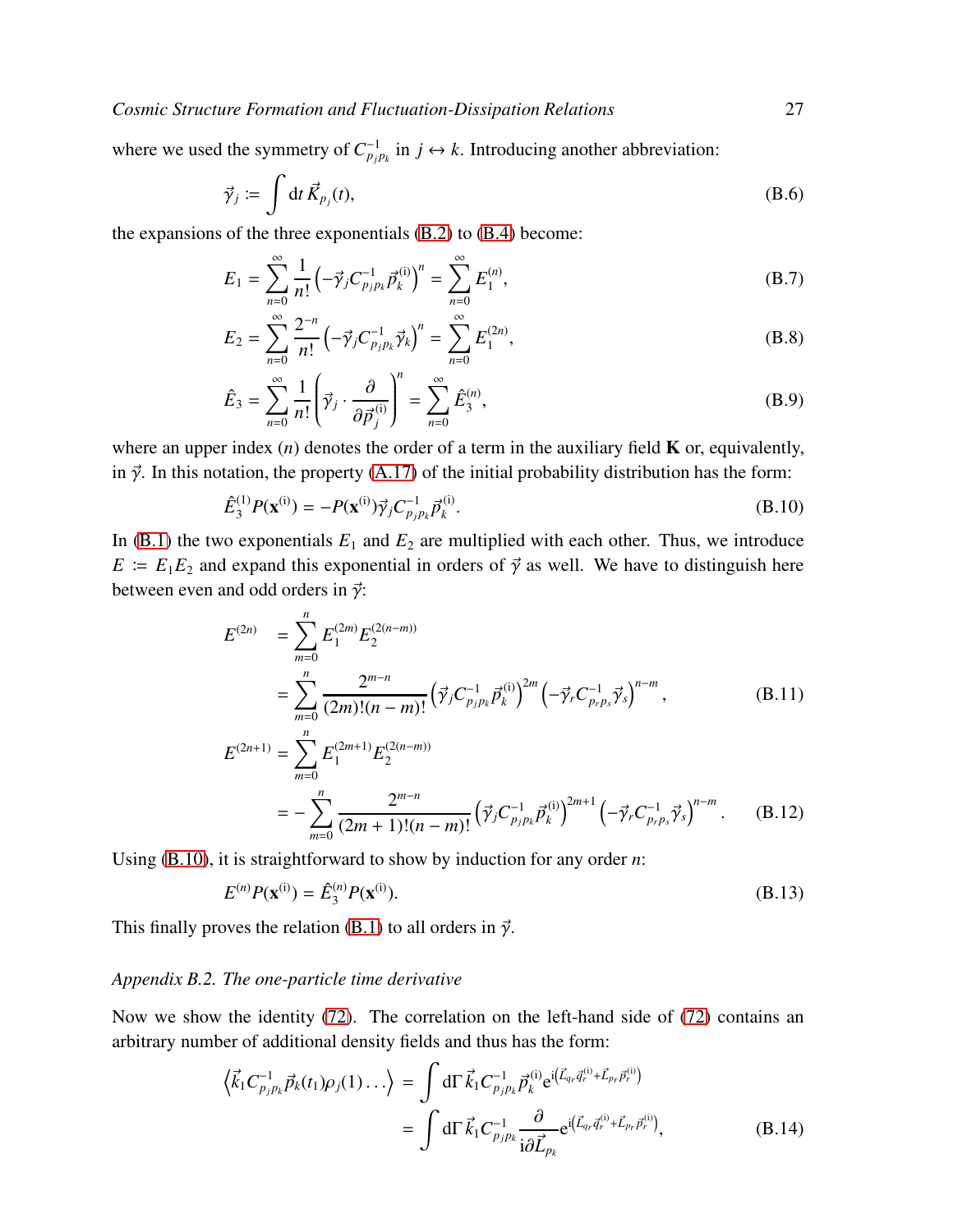where we used the symmetry of $C^{-1}_{p_j p_k}$ in $j \leftrightarrow k$. Introducing another abbreviation:

$$\vec{\gamma}_j := \int \mathrm{d}t \, \vec{K}_{p_j}(t), \tag{B.6}$$

the expansions of the three exponentials (B.2) to (B.4) become:

$$E_1 = \sum_{n=0}^{\infty} \frac{1}{n!} \left( -\vec{\gamma}_j C^{-1}_{p_j p_k} \vec{p}_k^{(\mathrm{i})} \right)^n = \sum_{n=0}^{\infty} E_1^{(n)}, \tag{B.7}$$

$$E_2 = \sum_{n=0}^{\infty} \frac{2^{-n}}{n!} \left( -\vec{\gamma}_j C^{-1}_{p_j p_k} \vec{\gamma}_k \right)^n = \sum_{n=0}^{\infty} E_1^{(2n)}, \tag{B.8}$$

$$\hat{E}_3 = \sum_{n=0}^{\infty} \frac{1}{n!} \left( \vec{\gamma}_j \cdot \frac{\partial}{\partial \vec{p}_j^{(\mathrm{i})}} \right)^n = \sum_{n=0}^{\infty} \hat{E}_3^{(n)}, \tag{B.9}$$

where an upper index $(n)$ denotes the order of a term in the auxiliary field $\mathbf{K}$ or, equivalently, in $\vec{\gamma}$. In this notation, the property (A.17) of the initial probability distribution has the form:

$$\hat{E}_3^{(1)} P(\mathbf{x}^{(\mathrm{i})}) = -P(\mathbf{x}^{(\mathrm{i})}) \vec{\gamma}_j C^{-1}_{p_j p_k} \vec{p}_k^{(\mathrm{i})}. \tag{B.10}$$

In (B.1) the two exponentials $E_1$ and $E_2$ are multiplied with each other. Thus, we introduce $E := E_1 E_2$ and expand this exponential in orders of $\vec{\gamma}$ as well. We have to distinguish here between even and odd orders in $\vec{\gamma}$:

$$\begin{aligned}
E^{(2n)} &= \sum_{m=0}^{n} E_1^{(2m)} E_2^{(2(n-m))} \\
&= \sum_{m=0}^{n} \frac{2^{m-n}}{(2m)!(n-m)!} \left( \vec{\gamma}_j C^{-1}_{p_j p_k} \vec{p}_k^{(\mathrm{i})} \right)^{2m} \left( -\vec{\gamma}_r C^{-1}_{p_r p_s} \vec{\gamma}_s \right)^{n-m},
\end{aligned} \tag{B.11}$$

$$\begin{aligned}
E^{(2n+1)} &= \sum_{m=0}^{n} E_1^{(2m+1)} E_2^{(2(n-m))} \\
&= -\sum_{m=0}^{n} \frac{2^{m-n}}{(2m+1)!(n-m)!} \left( \vec{\gamma}_j C^{-1}_{p_j p_k} \vec{p}_k^{(\mathrm{i})} \right)^{2m+1} \left( -\vec{\gamma}_r C^{-1}_{p_r p_s} \vec{\gamma}_s \right)^{n-m}.
\end{aligned} \tag{B.12}$$

Using (B.10), it is straightforward to show by induction for any order $n$:

$$E^{(n)} P(\mathbf{x}^{(\mathrm{i})}) = \hat{E}_3^{(n)} P(\mathbf{x}^{(\mathrm{i})}). \tag{B.13}$$

This finally proves the relation (B.1) to all orders in $\vec{\gamma}$.

*Appendix B.2. The one-particle time derivative*

Now we show the identity (72). The correlation on the left-hand side of (72) contains an arbitrary number of additional density fields and thus has the form:

$$\begin{aligned}
\left\langle \vec{k}_1 C^{-1}_{p_j p_k} \vec{p}_k(t_1) \rho_j(1) \ldots \right\rangle &= \int \mathrm{d}\Gamma \, \vec{k}_1 C^{-1}_{p_j p_k} \vec{p}_k^{(\mathrm{i})} \mathrm{e}^{\mathrm{i}\left( \vec{L}_{q_r} \vec{q}_r^{(\mathrm{i})} + \vec{L}_{p_r} \vec{p}_r^{(\mathrm{i})} \right)} \\
&= \int \mathrm{d}\Gamma \, \vec{k}_1 C^{-1}_{p_j p_k} \frac{\partial}{\mathrm{i}\partial \vec{L}_{p_k}} \mathrm{e}^{\mathrm{i}\left( \vec{L}_{q_r} \vec{q}_r^{(\mathrm{i})} + \vec{L}_{p_r} \vec{p}_r^{(\mathrm{i})} \right)},
\end{aligned} \tag{B.14}$$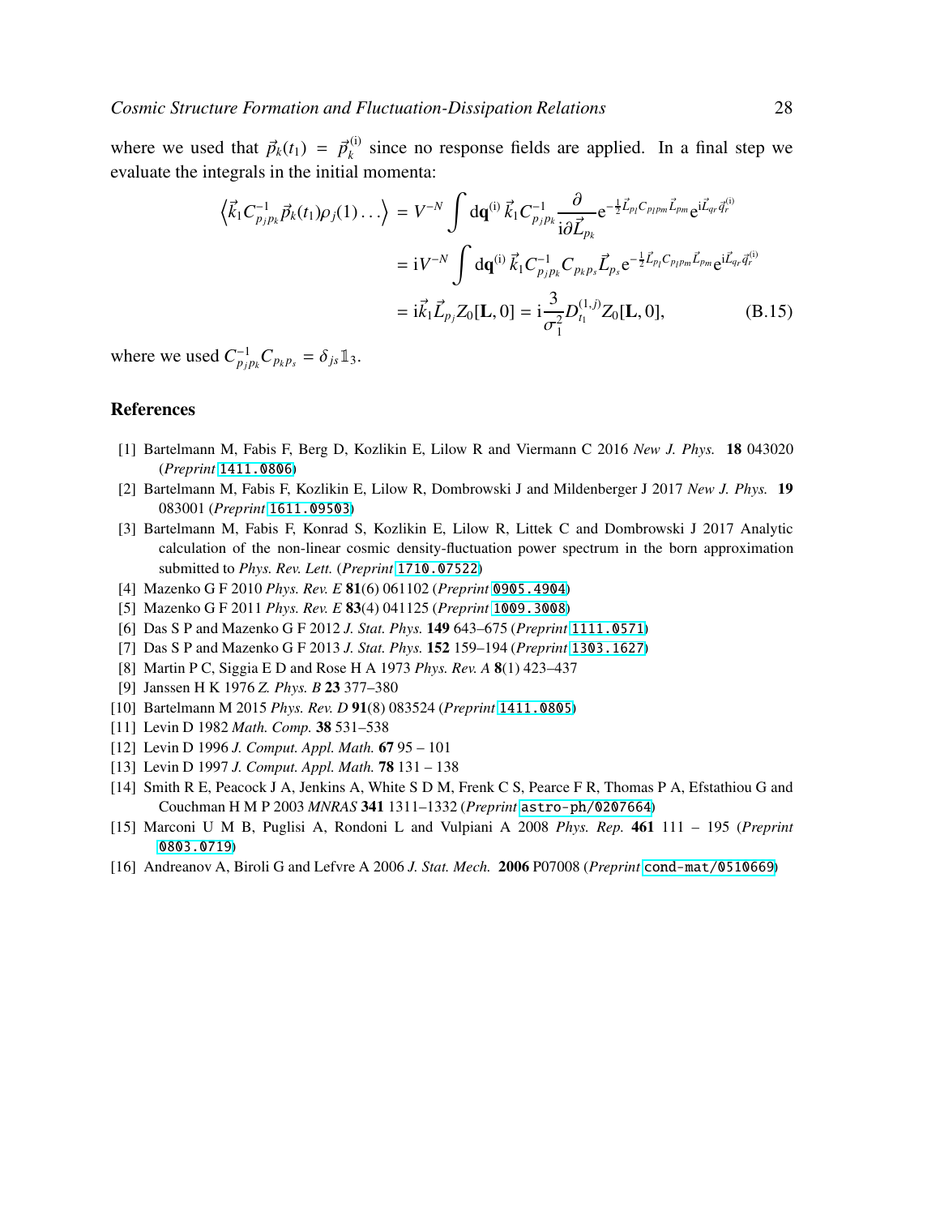where we used that $\vec{p}_k(t_1) = \vec{p}_k^{\,(i)}$ since no response fields are applied. In a final step we evaluate the integrals in the initial momenta:

$$
\begin{aligned}
\left\langle \vec{k}_1 C^{-1}_{p_j p_k} \vec{p}_k(t_1) \rho_j(1) \dots \right\rangle &= V^{-N} \int \mathrm{d}\mathbf{q}^{(i)}\, \vec{k}_1 C^{-1}_{p_j p_k} \frac{\partial}{\mathrm{i}\partial \vec{L}_{p_k}} \mathrm{e}^{-\frac{1}{2}\vec{L}_{p_l} C_{p_l p_m} \vec{L}_{p_m}} \mathrm{e}^{\mathrm{i}\vec{L}_{q_r}\vec{q}_r^{\,(i)}} \\
&= \mathrm{i} V^{-N} \int \mathrm{d}\mathbf{q}^{(i)}\, \vec{k}_1 C^{-1}_{p_j p_k} C_{p_k p_s} \vec{L}_{p_s} \mathrm{e}^{-\frac{1}{2}\vec{L}_{p_l} C_{p_l p_m} \vec{L}_{p_m}} \mathrm{e}^{\mathrm{i}\vec{L}_{q_r}\vec{q}_r^{\,(i)}} \\
&= \mathrm{i}\vec{k}_1 \vec{L}_{p_j} Z_0[\mathbf{L}, 0] = \mathrm{i}\frac{3}{\sigma_1^2} D^{(1,j)}_{t_1} Z_0[\mathbf{L}, 0], \qquad \text{(B.15)}
\end{aligned}
$$

where we used $C^{-1}_{p_j p_k} C_{p_k p_s} = \delta_{js} \mathbb{1}_3$.

## References

[1] Bartelmann M, Fabis F, Berg D, Kozlikin E, Lilow R and Viermann C 2016 *New J. Phys.* **18** 043020 (*Preprint* 1411.0806)

[2] Bartelmann M, Fabis F, Kozlikin E, Lilow R, Dombrowski J and Mildenberger J 2017 *New J. Phys.* **19** 083001 (*Preprint* 1611.09503)

[3] Bartelmann M, Fabis F, Konrad S, Kozlikin E, Lilow R, Littek C and Dombrowski J 2017 Analytic calculation of the non-linear cosmic density-fluctuation power spectrum in the born approximation submitted to *Phys. Rev. Lett.* (*Preprint* 1710.07522)

[4] Mazenko G F 2010 *Phys. Rev. E* **81**(6) 061102 (*Preprint* 0905.4904)

[5] Mazenko G F 2011 *Phys. Rev. E* **83**(4) 041125 (*Preprint* 1009.3008)

[6] Das S P and Mazenko G F 2012 *J. Stat. Phys.* **149** 643–675 (*Preprint* 1111.0571)

[7] Das S P and Mazenko G F 2013 *J. Stat. Phys.* **152** 159–194 (*Preprint* 1303.1627)

[8] Martin P C, Siggia E D and Rose H A 1973 *Phys. Rev. A* **8**(1) 423–437

[9] Janssen H K 1976 *Z. Phys. B* **23** 377–380

[10] Bartelmann M 2015 *Phys. Rev. D* **91**(8) 083524 (*Preprint* 1411.0805)

[11] Levin D 1982 *Math. Comp.* **38** 531–538

[12] Levin D 1996 *J. Comput. Appl. Math.* **67** 95 – 101

[13] Levin D 1997 *J. Comput. Appl. Math.* **78** 131 – 138

[14] Smith R E, Peacock J A, Jenkins A, White S D M, Frenk C S, Pearce F R, Thomas P A, Efstathiou G and Couchman H M P 2003 *MNRAS* **341** 1311–1332 (*Preprint* astro-ph/0207664)

[15] Marconi U M B, Puglisi A, Rondoni L and Vulpiani A 2008 *Phys. Rep.* **461** 111 – 195 (*Preprint* 0803.0719)

[16] Andreanov A, Biroli G and Lefvre A 2006 *J. Stat. Mech.* **2006** P07008 (*Preprint* cond-mat/0510669)